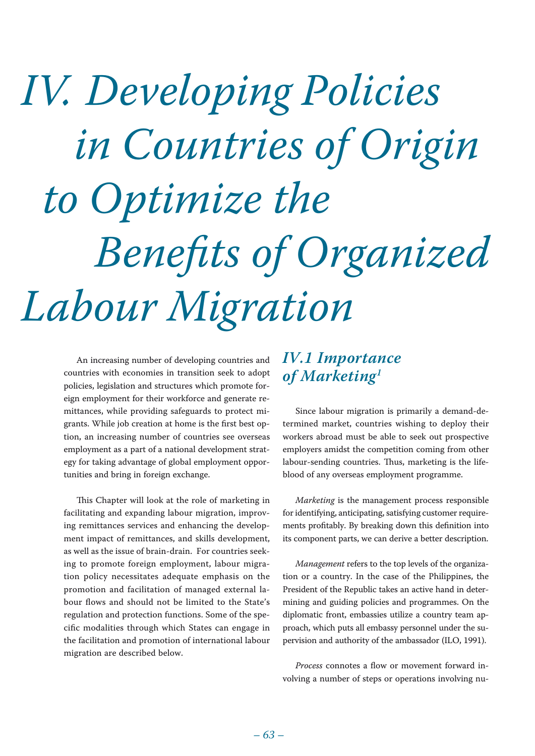# IV. Developing Policies in Countries of Origin to Optimize the Benefits of Organized Labour Migration

An increasing number of developing countries and countries with economies in transition seek to adopt policies, legislation and structures which promote foreign employment for their workforce and generate remittances, while providing safeguards to protect migrants. While job creation at home is the first best option, an increasing number of countries see overseas employment as a part of a national development strategy for taking advantage of global employment opportunities and bring in foreign exchange.

This Chapter will look at the role of marketing in facilitating and expanding labour migration, improving remittances services and enhancing the development impact of remittances, and skills development, as well as the issue of brain-drain. For countries seeking to promote foreign employment, labour migration policy necessitates adequate emphasis on the promotion and facilitation of managed external labour flows and should not be limited to the State's regulation and protection functions. Some of the specific modalities through which States can engage in the facilitation and promotion of international labour migration are described below.

## IV.1 Importance of Marketing[1]

Since labour migration is primarily a demand-determined market, countries wishing to deploy their workers abroad must be able to seek out prospective employers amidst the competition coming from other labour-sending countries. Thus, marketing is the lifeblood of any overseas employment programme.

*Marketing* is the management process responsible for identifying, anticipating, satisfying customer requirements profitably. By breaking down this definition into its component parts, we can derive a better description.

*Management* refers to the top levels of the organization or a country. In the case of the Philippines, the President of the Republic takes an active hand in determining and guiding policies and programmes. On the diplomatic front, embassies utilize a country team approach, which puts all embassy personnel under the supervision and authority of the ambassador (ILO, 1991).

*Process* connotes a flow or movement forward involving a number of steps or operations involving nu-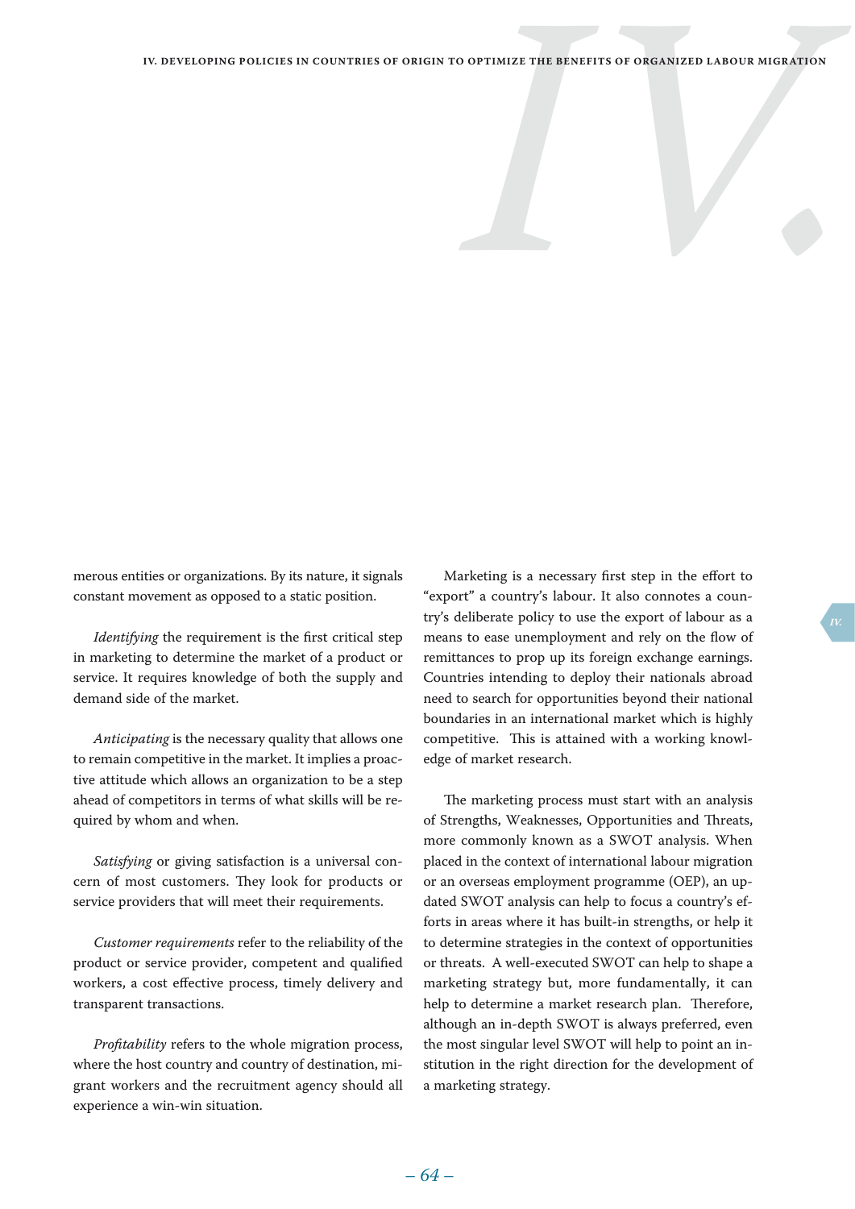merous entities or organizations. By its nature, it signals constant movement as opposed to a static position.

*Identifying* the requirement is the first critical step in marketing to determine the market of a product or service. It requires knowledge of both the supply and demand side of the market.

*Anticipating* is the necessary quality that allows one to remain competitive in the market. It implies a proactive attitude which allows an organization to be a step ahead of competitors in terms of what skills will be required by whom and when.

*Satisfying* or giving satisfaction is a universal concern of most customers. They look for products or service providers that will meet their requirements.

*Customer requirements* refer to the reliability of the product or service provider, competent and qualified workers, a cost effective process, timely delivery and transparent transactions.

*Profitability* refers to the whole migration process, where the host country and country of destination, migrant workers and the recruitment agency should all experience a win-win situation.

Marketing is a necessary first step in the effort to "export" a country's labour. It also connotes a country's deliberate policy to use the export of labour as a means to ease unemployment and rely on the flow of remittances to prop up its foreign exchange earnings. Countries intending to deploy their nationals abroad need to search for opportunities beyond their national boundaries in an international market which is highly competitive. This is attained with a working knowledge of market research.

The marketing process must start with an analysis of Strengths, Weaknesses, Opportunities and Threats, more commonly known as a SWOT analysis. When placed in the context of international labour migration or an overseas employment programme (OEP), an updated SWOT analysis can help to focus a country's efforts in areas where it has built-in strengths, or help it to determine strategies in the context of opportunities or threats. A well-executed SWOT can help to shape a marketing strategy but, more fundamentally, it can help to determine a market research plan. Therefore, although an in-depth SWOT is always preferred, even the most singular level SWOT will help to point an institution in the right direction for the development of a marketing strategy.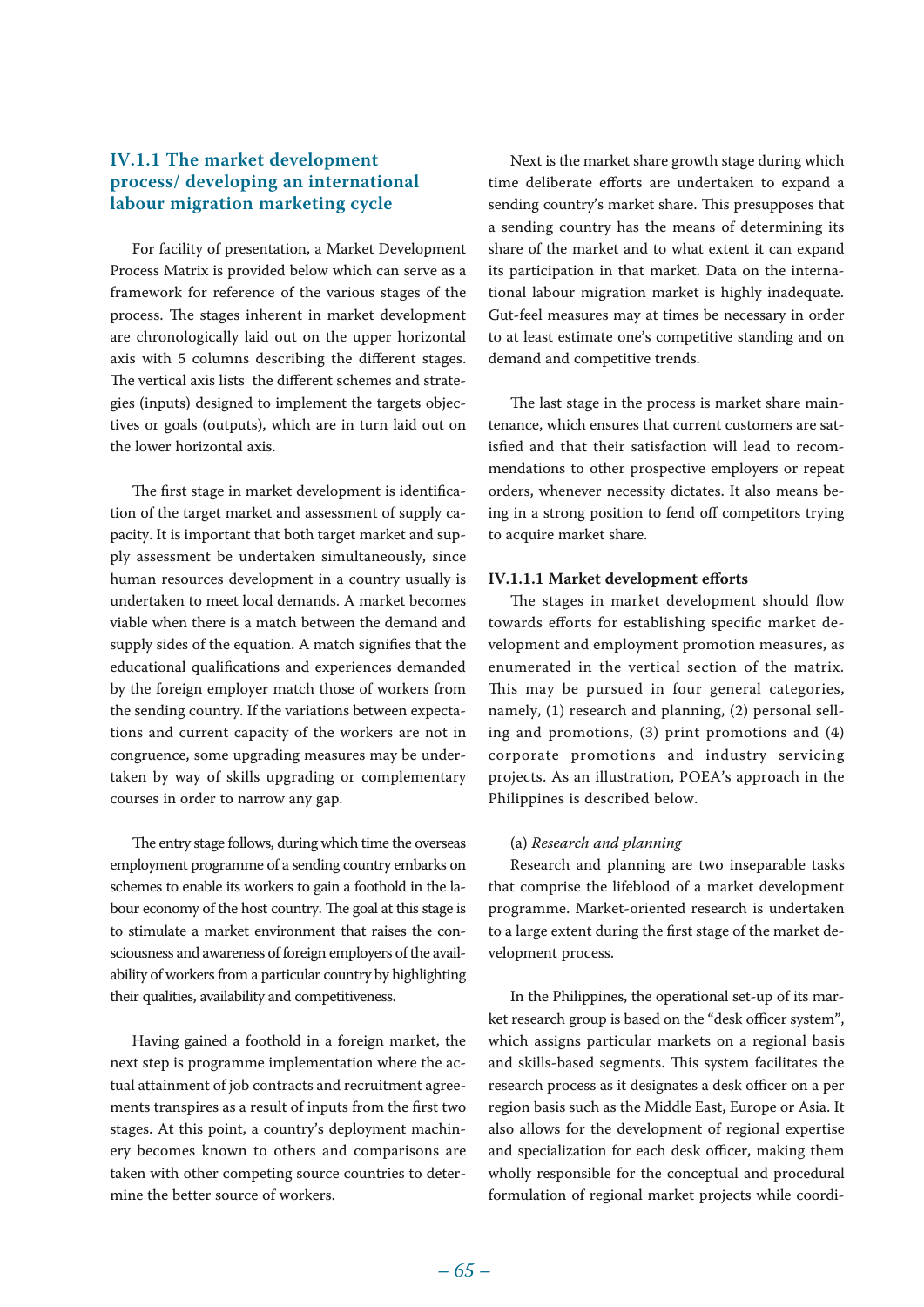### IV.1.1 The market development process/ developing an international labour migration marketing cycle

For facility of presentation, a Market Development Process Matrix is provided below which can serve as a framework for reference of the various stages of the process. The stages inherent in market development are chronologically laid out on the upper horizontal axis with 5 columns describing the different stages. The vertical axis lists the different schemes and strategies (inputs) designed to implement the targets objectives or goals (outputs), which are in turn laid out on the lower horizontal axis.

The first stage in market development is identification of the target market and assessment of supply capacity. It is important that both target market and supply assessment be undertaken simultaneously, since human resources development in a country usually is undertaken to meet local demands. A market becomes viable when there is a match between the demand and supply sides of the equation. A match signifies that the educational qualifications and experiences demanded by the foreign employer match those of workers from the sending country. If the variations between expectations and current capacity of the workers are not in congruence, some upgrading measures may be undertaken by way of skills upgrading or complementary courses in order to narrow any gap.

The entry stage follows, during which time the overseas employment programme of a sending country embarks on schemes to enable its workers to gain a foothold in the labour economy of the host country. The goal at this stage is to stimulate a market environment that raises the consciousness and awareness of foreign employers of the availability of workers from a particular country by highlighting their qualities, availability and competitiveness.

Having gained a foothold in a foreign market, the next step is programme implementation where the actual attainment of job contracts and recruitment agreements transpires as a result of inputs from the first two stages. At this point, a country's deployment machinery becomes known to others and comparisons are taken with other competing source countries to determine the better source of workers.

Next is the market share growth stage during which time deliberate efforts are undertaken to expand a sending country's market share. This presupposes that a sending country has the means of determining its share of the market and to what extent it can expand its participation in that market. Data on the international labour migration market is highly inadequate. Gut-feel measures may at times be necessary in order to at least estimate one's competitive standing and on demand and competitive trends.

The last stage in the process is market share maintenance, which ensures that current customers are satisfied and that their satisfaction will lead to recommendations to other prospective employers or repeat orders, whenever necessity dictates. It also means being in a strong position to fend off competitors trying to acquire market share.

#### IV.1.1.1 Market development efforts

The stages in market development should flow towards efforts for establishing specific market development and employment promotion measures, as enumerated in the vertical section of the matrix. This may be pursued in four general categories, namely, (1) research and planning, (2) personal selling and promotions, (3) print promotions and (4) corporate promotions and industry servicing projects. As an illustration, POEA's approach in the Philippines is described below.

(a) *Research and planning*

Research and planning are two inseparable tasks that comprise the lifeblood of a market development programme. Market-oriented research is undertaken to a large extent during the first stage of the market development process.

In the Philippines, the operational set-up of its market research group is based on the "desk officer system", which assigns particular markets on a regional basis and skills-based segments. This system facilitates the research process as it designates a desk officer on a per region basis such as the Middle East, Europe or Asia. It also allows for the development of regional expertise and specialization for each desk officer, making them wholly responsible for the conceptual and procedural formulation of regional market projects while coordi-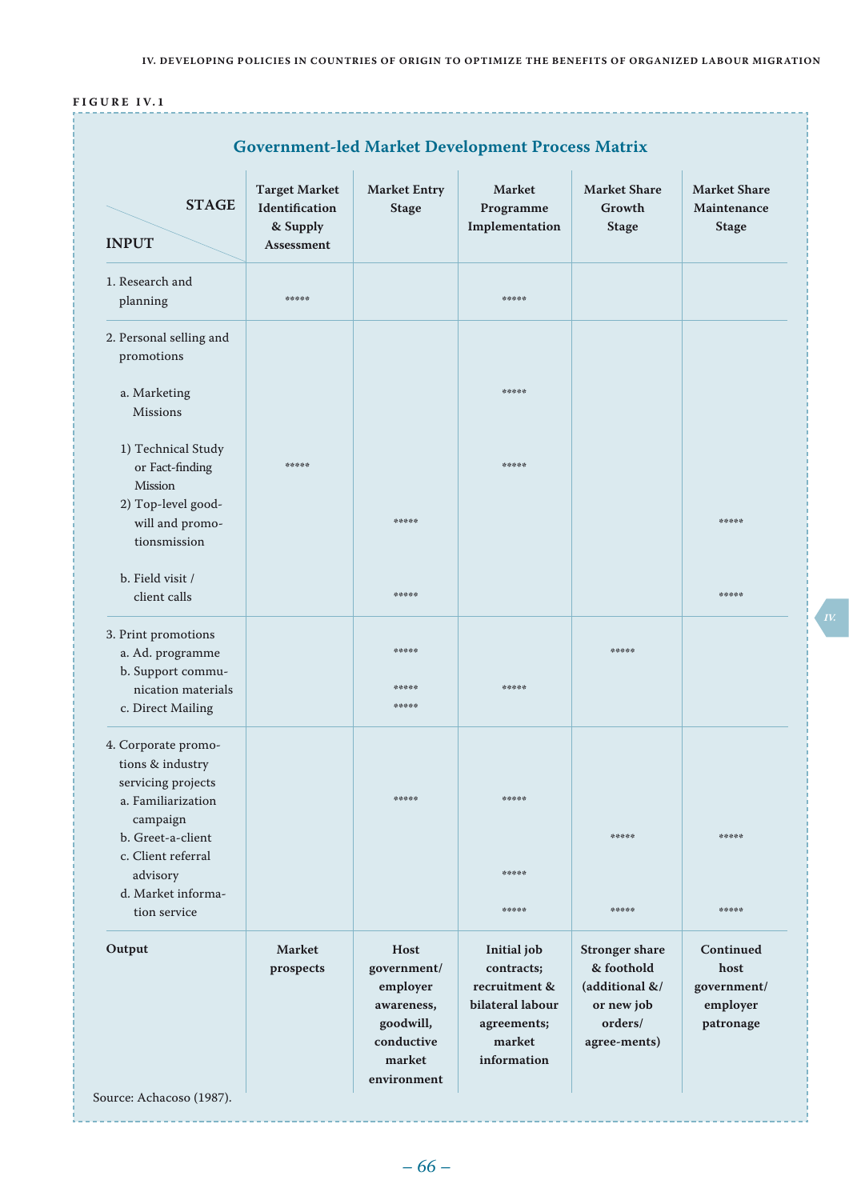FIGURE IV.1

## Government-led Market Development Process Matrix

| STAGE / INPUT | Target Market Identification & Supply Assessment | Market Entry Stage | Market Programme Implementation | Market Share Growth Stage | Market Share Maintenance Stage |
|---|---|---|---|---|---|
| 1. Research and planning | ***** | | ***** | | |
| 2. Personal selling and promotions | | | | | |
| a. Marketing Missions | | | ***** | | |
| 1) Technical Study or Fact-finding Mission | ***** | | ***** | | |
| 2) Top-level good-will and promo-tionsmission | | ***** | | | ***** |
| b. Field visit / client calls | | ***** | | | ***** |
| 3. Print promotions | | | | | |
| a. Ad. programme | | ***** | | ***** | |
| b. Support commu-nication materials | | ***** | ***** | | |
| c. Direct Mailing | | ***** | | | |
| 4. Corporate promo-tions & industry servicing projects | | | | | |
| a. Familiarization campaign | | ***** | ***** | | |
| b. Greet-a-client | | | | ***** | ***** |
| c. Client referral advisory | | | ***** | | |
| d. Market informa-tion service | | | ***** | ***** | ***** |
| **Output** | **Market prospects** | **Host government/ employer awareness, goodwill, conductive market environment** | **Initial job contracts; recruitment & bilateral labour agreements; market information** | **Stronger share & foothold (additional &/ or new job orders/ agree-ments)** | **Continued host government/ employer patronage** |

Source: Achacoso (1987).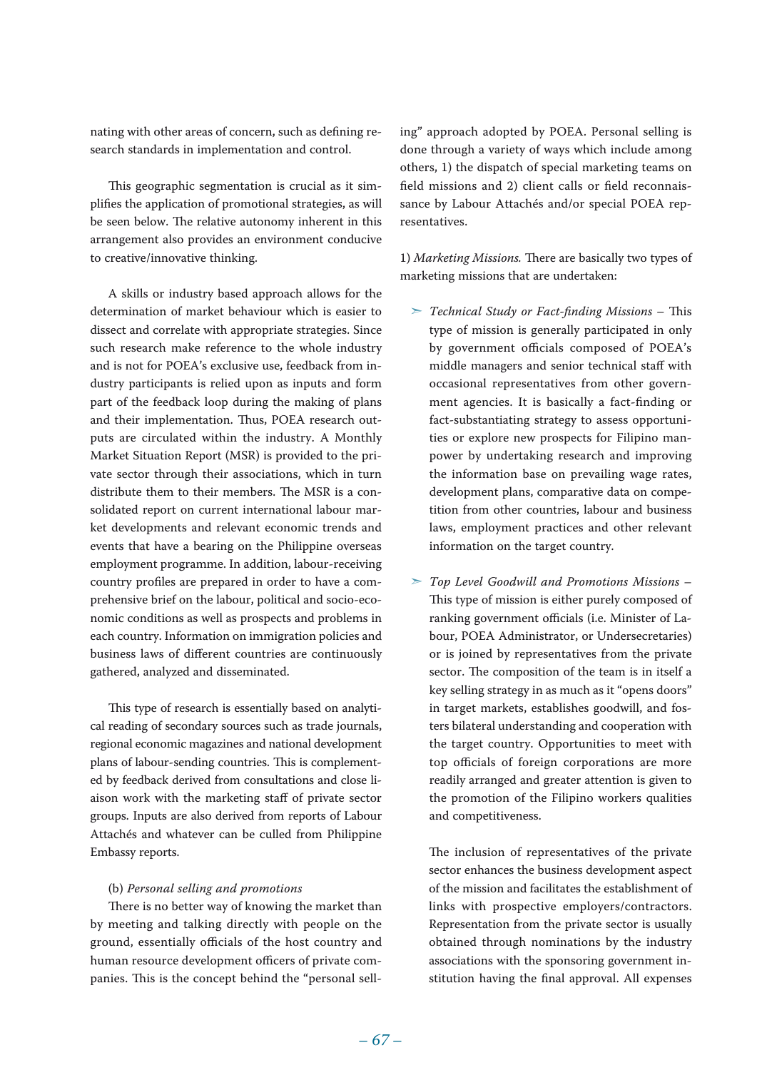nating with other areas of concern, such as defining research standards in implementation and control.

This geographic segmentation is crucial as it simplifies the application of promotional strategies, as will be seen below. The relative autonomy inherent in this arrangement also provides an environment conducive to creative/innovative thinking.

A skills or industry based approach allows for the determination of market behaviour which is easier to dissect and correlate with appropriate strategies. Since such research make reference to the whole industry and is not for POEA's exclusive use, feedback from industry participants is relied upon as inputs and form part of the feedback loop during the making of plans and their implementation. Thus, POEA research outputs are circulated within the industry. A Monthly Market Situation Report (MSR) is provided to the private sector through their associations, which in turn distribute them to their members. The MSR is a consolidated report on current international labour market developments and relevant economic trends and events that have a bearing on the Philippine overseas employment programme. In addition, labour-receiving country profiles are prepared in order to have a comprehensive brief on the labour, political and socio-economic conditions as well as prospects and problems in each country. Information on immigration policies and business laws of different countries are continuously gathered, analyzed and disseminated.

This type of research is essentially based on analytical reading of secondary sources such as trade journals, regional economic magazines and national development plans of labour-sending countries. This is complemented by feedback derived from consultations and close liaison work with the marketing staff of private sector groups. Inputs are also derived from reports of Labour Attachés and whatever can be culled from Philippine Embassy reports.

(b) *Personal selling and promotions*

There is no better way of knowing the market than by meeting and talking directly with people on the ground, essentially officials of the host country and human resource development officers of private companies. This is the concept behind the "personal selling" approach adopted by POEA. Personal selling is done through a variety of ways which include among others, 1) the dispatch of special marketing teams on field missions and 2) client calls or field reconnaissance by Labour Attachés and/or special POEA representatives.

1) *Marketing Missions.* There are basically two types of marketing missions that are undertaken:

- *Technical Study or Fact-finding Missions* – This type of mission is generally participated in only by government officials composed of POEA's middle managers and senior technical staff with occasional representatives from other government agencies. It is basically a fact-finding or fact-substantiating strategy to assess opportunities or explore new prospects for Filipino manpower by undertaking research and improving the information base on prevailing wage rates, development plans, comparative data on competition from other countries, labour and business laws, employment practices and other relevant information on the target country.

- *Top Level Goodwill and Promotions Missions* – This type of mission is either purely composed of ranking government officials (i.e. Minister of Labour, POEA Administrator, or Undersecretaries) or is joined by representatives from the private sector. The composition of the team is in itself a key selling strategy in as much as it "opens doors" in target markets, establishes goodwill, and fosters bilateral understanding and cooperation with the target country. Opportunities to meet with top officials of foreign corporations are more readily arranged and greater attention is given to the promotion of the Filipino workers qualities and competitiveness.

  The inclusion of representatives of the private sector enhances the business development aspect of the mission and facilitates the establishment of links with prospective employers/contractors. Representation from the private sector is usually obtained through nominations by the industry associations with the sponsoring government institution having the final approval. All expenses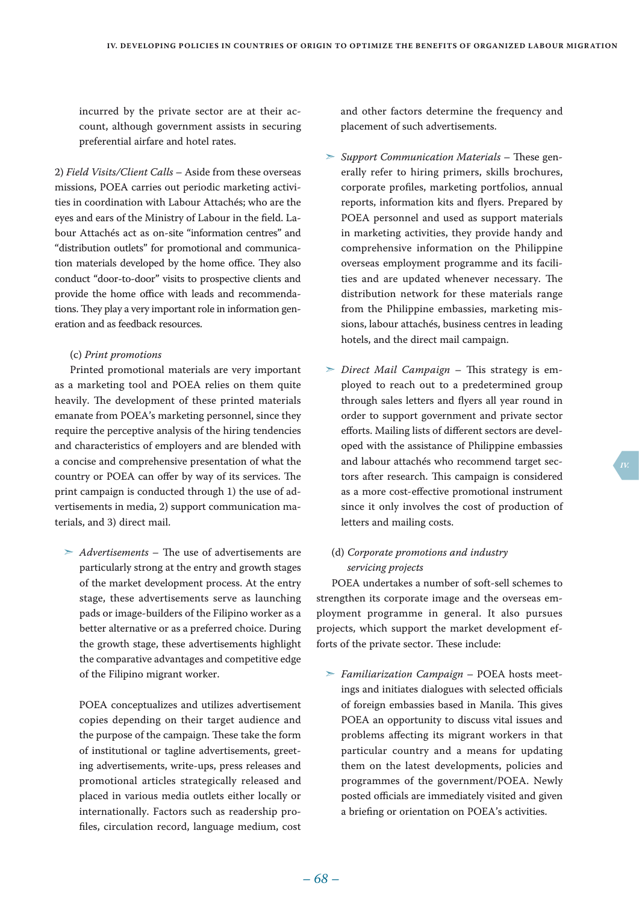incurred by the private sector are at their account, although government assists in securing preferential airfare and hotel rates.

2) *Field Visits/Client Calls* – Aside from these overseas missions, POEA carries out periodic marketing activities in coordination with Labour Attachés; who are the eyes and ears of the Ministry of Labour in the field. Labour Attachés act as on-site "information centres" and "distribution outlets" for promotional and communication materials developed by the home office. They also conduct "door-to-door" visits to prospective clients and provide the home office with leads and recommendations. They play a very important role in information generation and as feedback resources.

(c) *Print promotions*

Printed promotional materials are very important as a marketing tool and POEA relies on them quite heavily. The development of these printed materials emanate from POEA's marketing personnel, since they require the perceptive analysis of the hiring tendencies and characteristics of employers and are blended with a concise and comprehensive presentation of what the country or POEA can offer by way of its services. The print campaign is conducted through 1) the use of advertisements in media, 2) support communication materials, and 3) direct mail.

- *Advertisements* – The use of advertisements are particularly strong at the entry and growth stages of the market development process. At the entry stage, these advertisements serve as launching pads or image-builders of the Filipino worker as a better alternative or as a preferred choice. During the growth stage, these advertisements highlight the comparative advantages and competitive edge of the Filipino migrant worker.

  POEA conceptualizes and utilizes advertisement copies depending on their target audience and the purpose of the campaign. These take the form of institutional or tagline advertisements, greeting advertisements, write-ups, press releases and promotional articles strategically released and placed in various media outlets either locally or internationally. Factors such as readership profiles, circulation record, language medium, cost and other factors determine the frequency and placement of such advertisements.

- *Support Communication Materials* – These generally refer to hiring primers, skills brochures, corporate profiles, marketing portfolios, annual reports, information kits and flyers. Prepared by POEA personnel and used as support materials in marketing activities, they provide handy and comprehensive information on the Philippine overseas employment programme and its facilities and are updated whenever necessary. The distribution network for these materials range from the Philippine embassies, marketing missions, labour attachés, business centres in leading hotels, and the direct mail campaign.

- *Direct Mail Campaign* – This strategy is employed to reach out to a predetermined group through sales letters and flyers all year round in order to support government and private sector efforts. Mailing lists of different sectors are developed with the assistance of Philippine embassies and labour attachés who recommend target sectors after research. This campaign is considered as a more cost-effective promotional instrument since it only involves the cost of production of letters and mailing costs.

(d) *Corporate promotions and industry servicing projects*

POEA undertakes a number of soft-sell schemes to strengthen its corporate image and the overseas employment programme in general. It also pursues projects, which support the market development efforts of the private sector. These include:

- *Familiarization Campaign* – POEA hosts meetings and initiates dialogues with selected officials of foreign embassies based in Manila. This gives POEA an opportunity to discuss vital issues and problems affecting its migrant workers in that particular country and a means for updating them on the latest developments, policies and programmes of the government/POEA. Newly posted officials are immediately visited and given a briefing or orientation on POEA's activities.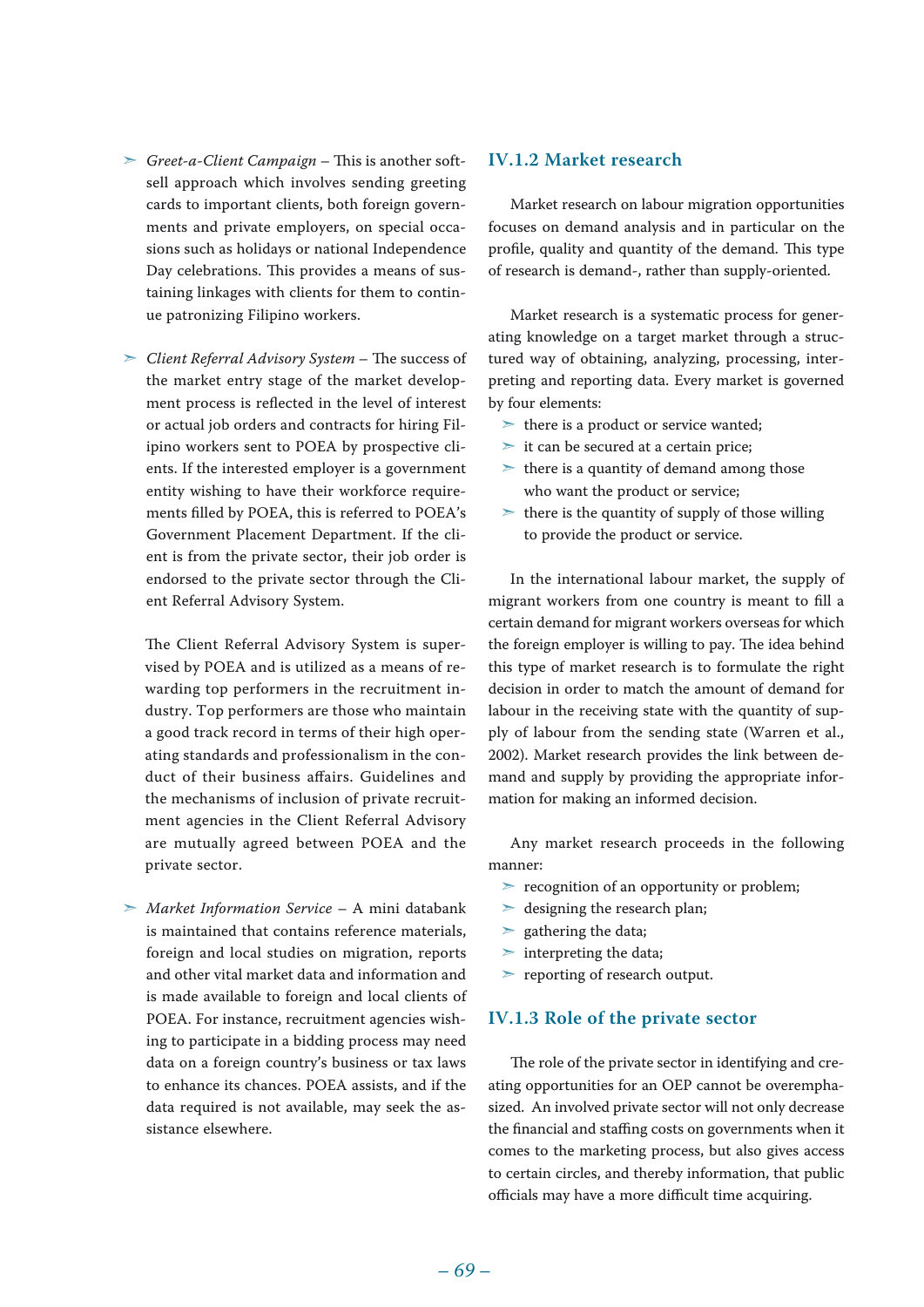- *Greet-a-Client Campaign* – This is another soft-sell approach which involves sending greeting cards to important clients, both foreign governments and private employers, on special occasions such as holidays or national Independence Day celebrations. This provides a means of sustaining linkages with clients for them to continue patronizing Filipino workers.

- *Client Referral Advisory System* – The success of the market entry stage of the market development process is reflected in the level of interest or actual job orders and contracts for hiring Filipino workers sent to POEA by prospective clients. If the interested employer is a government entity wishing to have their workforce requirements filled by POEA, this is referred to POEA's Government Placement Department. If the client is from the private sector, their job order is endorsed to the private sector through the Client Referral Advisory System.

  The Client Referral Advisory System is supervised by POEA and is utilized as a means of rewarding top performers in the recruitment industry. Top performers are those who maintain a good track record in terms of their high operating standards and professionalism in the conduct of their business affairs. Guidelines and the mechanisms of inclusion of private recruitment agencies in the Client Referral Advisory are mutually agreed between POEA and the private sector.

- *Market Information Service* – A mini databank is maintained that contains reference materials, foreign and local studies on migration, reports and other vital market data and information and is made available to foreign and local clients of POEA. For instance, recruitment agencies wishing to participate in a bidding process may need data on a foreign country's business or tax laws to enhance its chances. POEA assists, and if the data required is not available, may seek the assistance elsewhere.

### IV.1.2 Market research

Market research on labour migration opportunities focuses on demand analysis and in particular on the profile, quality and quantity of the demand. This type of research is demand-, rather than supply-oriented.

Market research is a systematic process for generating knowledge on a target market through a structured way of obtaining, analyzing, processing, interpreting and reporting data. Every market is governed by four elements:

- there is a product or service wanted;
- it can be secured at a certain price;
- there is a quantity of demand among those who want the product or service;
- there is the quantity of supply of those willing to provide the product or service.

In the international labour market, the supply of migrant workers from one country is meant to fill a certain demand for migrant workers overseas for which the foreign employer is willing to pay. The idea behind this type of market research is to formulate the right decision in order to match the amount of demand for labour in the receiving state with the quantity of supply of labour from the sending state (Warren et al., 2002). Market research provides the link between demand and supply by providing the appropriate information for making an informed decision.

Any market research proceeds in the following manner:

- recognition of an opportunity or problem;
- designing the research plan;
- gathering the data;
- interpreting the data;
- reporting of research output.

### IV.1.3 Role of the private sector

The role of the private sector in identifying and creating opportunities for an OEP cannot be overemphasized. An involved private sector will not only decrease the financial and staffing costs on governments when it comes to the marketing process, but also gives access to certain circles, and thereby information, that public officials may have a more difficult time acquiring.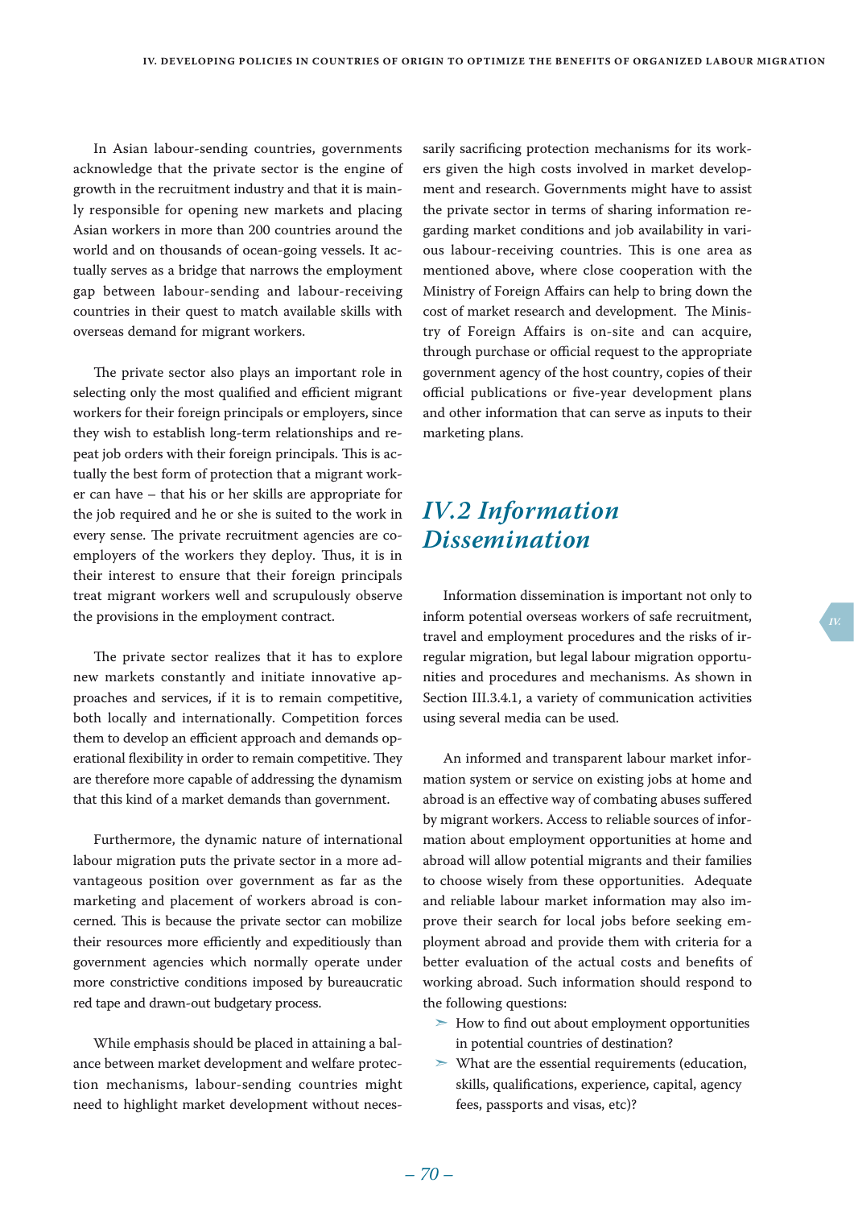In Asian labour-sending countries, governments acknowledge that the private sector is the engine of growth in the recruitment industry and that it is mainly responsible for opening new markets and placing Asian workers in more than 200 countries around the world and on thousands of ocean-going vessels. It actually serves as a bridge that narrows the employment gap between labour-sending and labour-receiving countries in their quest to match available skills with overseas demand for migrant workers.

The private sector also plays an important role in selecting only the most qualified and efficient migrant workers for their foreign principals or employers, since they wish to establish long-term relationships and repeat job orders with their foreign principals. This is actually the best form of protection that a migrant worker can have – that his or her skills are appropriate for the job required and he or she is suited to the work in every sense. The private recruitment agencies are co-employers of the workers they deploy. Thus, it is in their interest to ensure that their foreign principals treat migrant workers well and scrupulously observe the provisions in the employment contract.

The private sector realizes that it has to explore new markets constantly and initiate innovative approaches and services, if it is to remain competitive, both locally and internationally. Competition forces them to develop an efficient approach and demands operational flexibility in order to remain competitive. They are therefore more capable of addressing the dynamism that this kind of a market demands than government.

Furthermore, the dynamic nature of international labour migration puts the private sector in a more advantageous position over government as far as the marketing and placement of workers abroad is concerned. This is because the private sector can mobilize their resources more efficiently and expeditiously than government agencies which normally operate under more constrictive conditions imposed by bureaucratic red tape and drawn-out budgetary process.

While emphasis should be placed in attaining a balance between market development and welfare protection mechanisms, labour-sending countries might need to highlight market development without necessarily sacrificing protection mechanisms for its workers given the high costs involved in market development and research. Governments might have to assist the private sector in terms of sharing information regarding market conditions and job availability in various labour-receiving countries. This is one area as mentioned above, where close cooperation with the Ministry of Foreign Affairs can help to bring down the cost of market research and development. The Ministry of Foreign Affairs is on-site and can acquire, through purchase or official request to the appropriate government agency of the host country, copies of their official publications or five-year development plans and other information that can serve as inputs to their marketing plans.

## *IV.2 Information Dissemination*

Information dissemination is important not only to inform potential overseas workers of safe recruitment, travel and employment procedures and the risks of irregular migration, but legal labour migration opportunities and procedures and mechanisms. As shown in Section III.3.4.1, a variety of communication activities using several media can be used.

An informed and transparent labour market information system or service on existing jobs at home and abroad is an effective way of combating abuses suffered by migrant workers. Access to reliable sources of information about employment opportunities at home and abroad will allow potential migrants and their families to choose wisely from these opportunities. Adequate and reliable labour market information may also improve their search for local jobs before seeking employment abroad and provide them with criteria for a better evaluation of the actual costs and benefits of working abroad. Such information should respond to the following questions:

- How to find out about employment opportunities in potential countries of destination?
- What are the essential requirements (education, skills, qualifications, experience, capital, agency fees, passports and visas, etc)?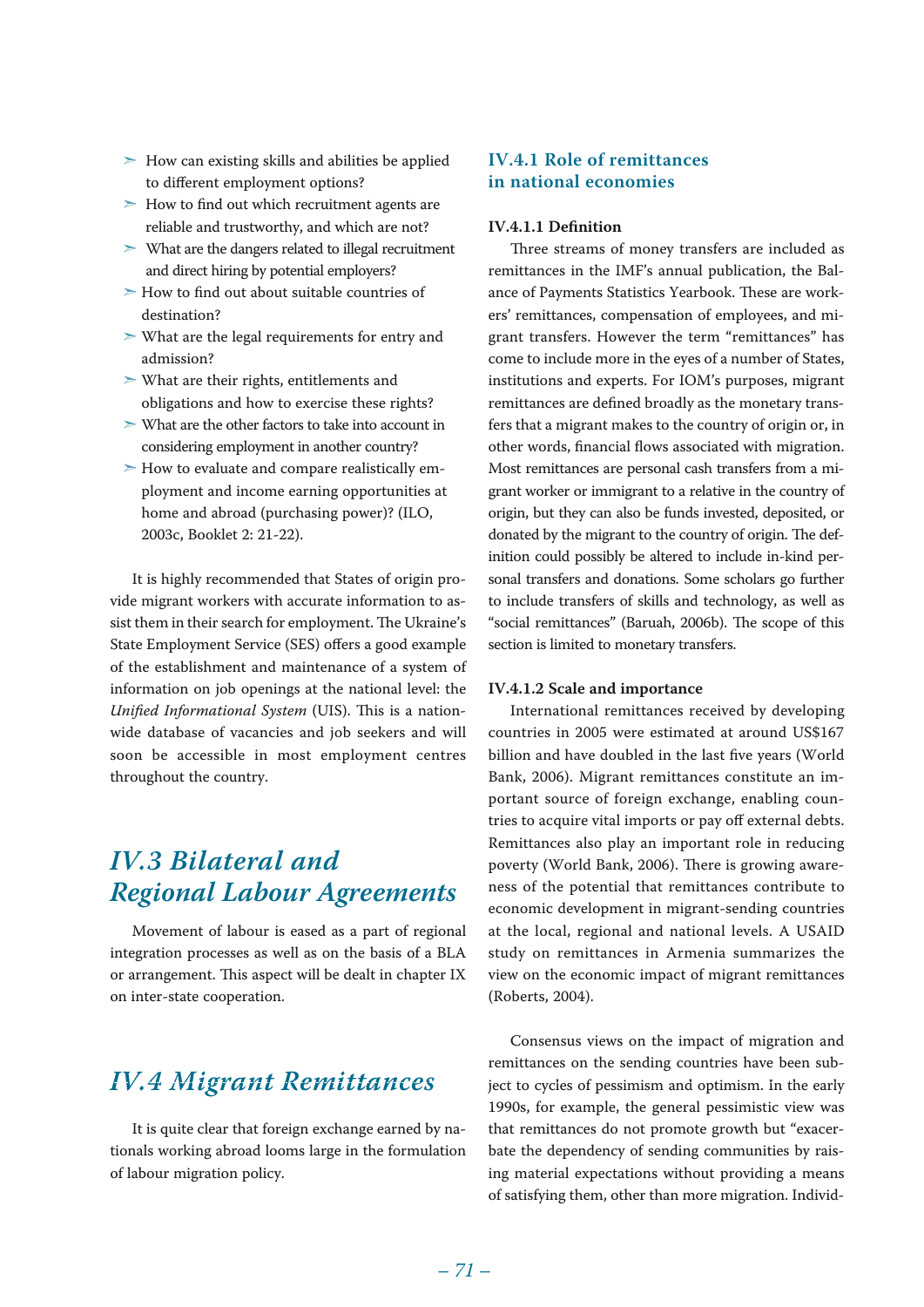- How can existing skills and abilities be applied to different employment options?
- How to find out which recruitment agents are reliable and trustworthy, and which are not?
- What are the dangers related to illegal recruitment and direct hiring by potential employers?
- How to find out about suitable countries of destination?
- What are the legal requirements for entry and admission?
- What are their rights, entitlements and obligations and how to exercise these rights?
- What are the other factors to take into account in considering employment in another country?
- How to evaluate and compare realistically employment and income earning opportunities at home and abroad (purchasing power)? (ILO, 2003c, Booklet 2: 21-22).

It is highly recommended that States of origin provide migrant workers with accurate information to assist them in their search for employment. The Ukraine's State Employment Service (SES) offers a good example of the establishment and maintenance of a system of information on job openings at the national level: the *Unified Informational System* (UIS). This is a nationwide database of vacancies and job seekers and will soon be accessible in most employment centres throughout the country.

# IV.3 Bilateral and Regional Labour Agreements

Movement of labour is eased as a part of regional integration processes as well as on the basis of a BLA or arrangement. This aspect will be dealt in chapter IX on inter-state cooperation.

# IV.4 Migrant Remittances

It is quite clear that foreign exchange earned by nationals working abroad looms large in the formulation of labour migration policy.

## IV.4.1 Role of remittances in national economies

### IV.4.1.1 Definition

Three streams of money transfers are included as remittances in the IMF's annual publication, the Balance of Payments Statistics Yearbook. These are workers' remittances, compensation of employees, and migrant transfers. However the term "remittances" has come to include more in the eyes of a number of States, institutions and experts. For IOM's purposes, migrant remittances are defined broadly as the monetary transfers that a migrant makes to the country of origin or, in other words, financial flows associated with migration. Most remittances are personal cash transfers from a migrant worker or immigrant to a relative in the country of origin, but they can also be funds invested, deposited, or donated by the migrant to the country of origin. The definition could possibly be altered to include in-kind personal transfers and donations. Some scholars go further to include transfers of skills and technology, as well as "social remittances" (Baruah, 2006b). The scope of this section is limited to monetary transfers.

### IV.4.1.2 Scale and importance

International remittances received by developing countries in 2005 were estimated at around US$167 billion and have doubled in the last five years (World Bank, 2006). Migrant remittances constitute an important source of foreign exchange, enabling countries to acquire vital imports or pay off external debts. Remittances also play an important role in reducing poverty (World Bank, 2006). There is growing awareness of the potential that remittances contribute to economic development in migrant-sending countries at the local, regional and national levels. A USAID study on remittances in Armenia summarizes the view on the economic impact of migrant remittances (Roberts, 2004).

Consensus views on the impact of migration and remittances on the sending countries have been subject to cycles of pessimism and optimism. In the early 1990s, for example, the general pessimistic view was that remittances do not promote growth but "exacerbate the dependency of sending communities by raising material expectations without providing a means of satisfying them, other than more migration. Individ-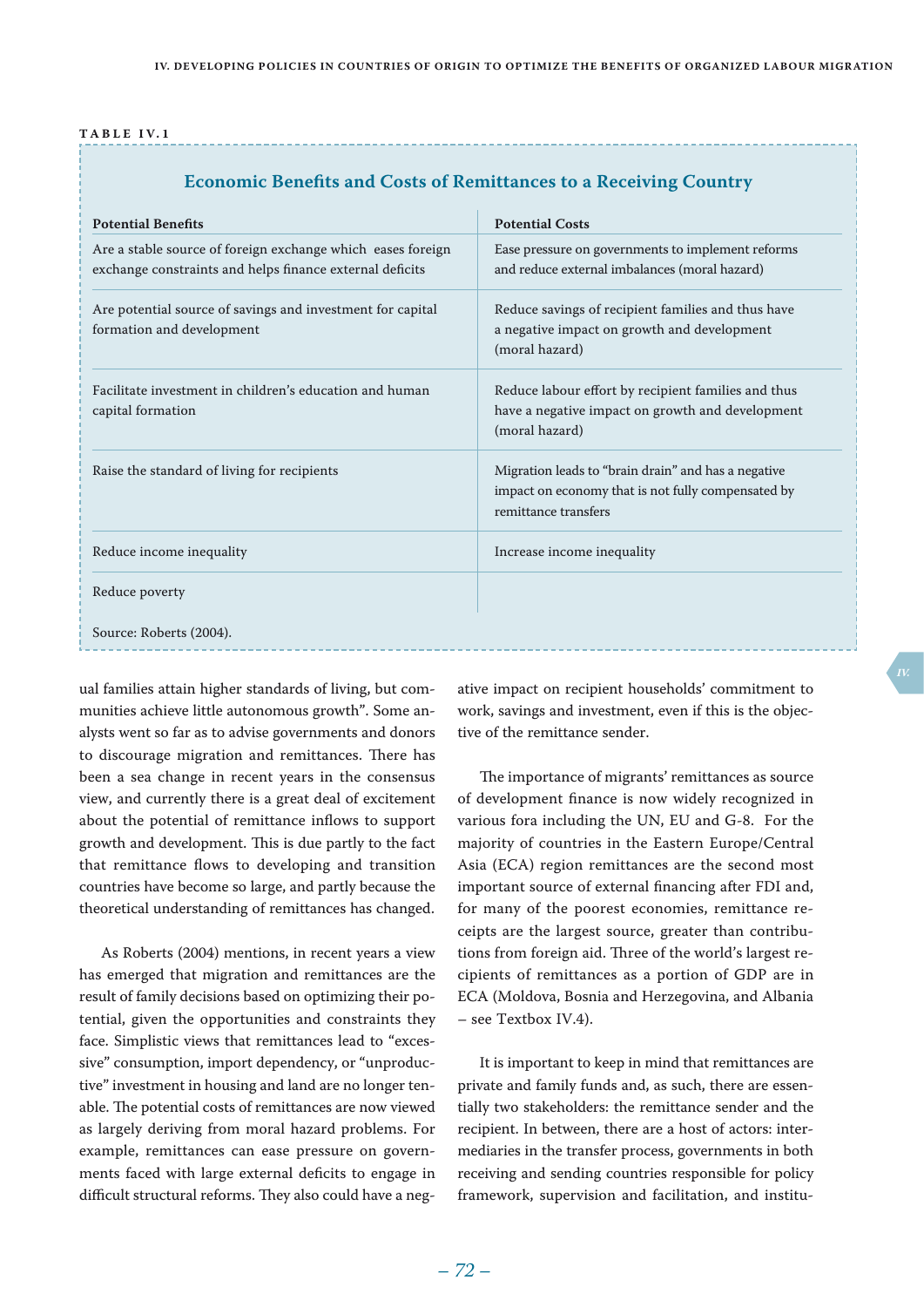**TABLE IV.1**

**Economic Benefits and Costs of Remittances to a Receiving Country**

| Potential Benefits | Potential Costs |
|---|---|
| Are a stable source of foreign exchange which eases foreign exchange constraints and helps finance external deficits | Ease pressure on governments to implement reforms and reduce external imbalances (moral hazard) |
| Are potential source of savings and investment for capital formation and development | Reduce savings of recipient families and thus have a negative impact on growth and development (moral hazard) |
| Facilitate investment in children's education and human capital formation | Reduce labour effort by recipient families and thus have a negative impact on growth and development (moral hazard) |
| Raise the standard of living for recipients | Migration leads to "brain drain" and has a negative impact on economy that is not fully compensated by remittance transfers |
| Reduce income inequality | Increase income inequality |
| Reduce poverty | |

Source: Roberts (2004).

ual families attain higher standards of living, but communities achieve little autonomous growth". Some analysts went so far as to advise governments and donors to discourage migration and remittances. There has been a sea change in recent years in the consensus view, and currently there is a great deal of excitement about the potential of remittance inflows to support growth and development. This is due partly to the fact that remittance flows to developing and transition countries have become so large, and partly because the theoretical understanding of remittances has changed.

As Roberts (2004) mentions, in recent years a view has emerged that migration and remittances are the result of family decisions based on optimizing their potential, given the opportunities and constraints they face. Simplistic views that remittances lead to "excessive" consumption, import dependency, or "unproductive" investment in housing and land are no longer tenable. The potential costs of remittances are now viewed as largely deriving from moral hazard problems. For example, remittances can ease pressure on governments faced with large external deficits to engage in difficult structural reforms. They also could have a negative impact on recipient households' commitment to work, savings and investment, even if this is the objective of the remittance sender.

The importance of migrants' remittances as source of development finance is now widely recognized in various fora including the UN, EU and G-8. For the majority of countries in the Eastern Europe/Central Asia (ECA) region remittances are the second most important source of external financing after FDI and, for many of the poorest economies, remittance receipts are the largest source, greater than contributions from foreign aid. Three of the world's largest recipients of remittances as a portion of GDP are in ECA (Moldova, Bosnia and Herzegovina, and Albania – see Textbox IV.4).

It is important to keep in mind that remittances are private and family funds and, as such, there are essentially two stakeholders: the remittance sender and the recipient. In between, there are a host of actors: intermediaries in the transfer process, governments in both receiving and sending countries responsible for policy framework, supervision and facilitation, and institu-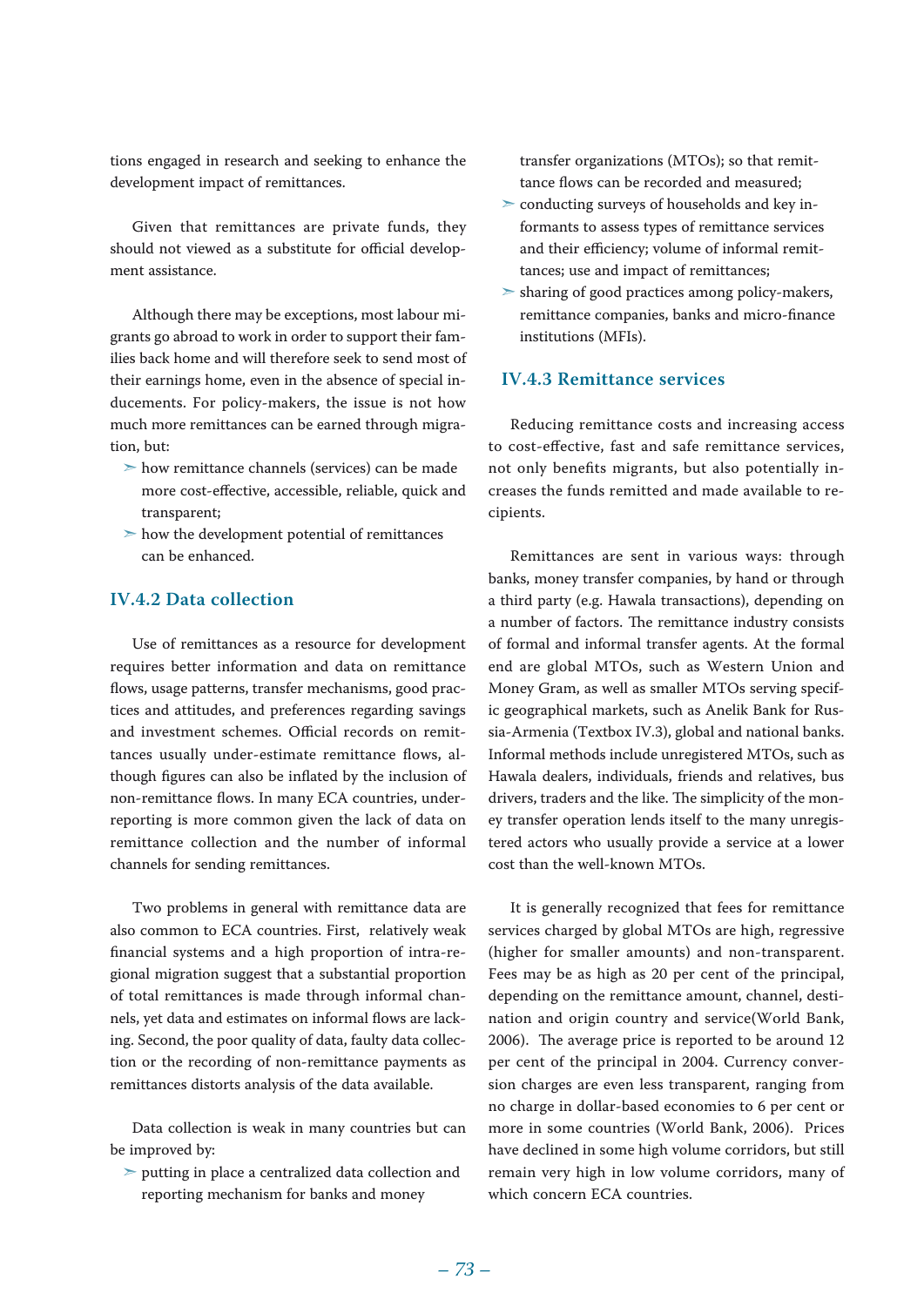tions engaged in research and seeking to enhance the development impact of remittances.

Given that remittances are private funds, they should not viewed as a substitute for official development assistance.

Although there may be exceptions, most labour migrants go abroad to work in order to support their families back home and will therefore seek to send most of their earnings home, even in the absence of special inducements. For policy-makers, the issue is not how much more remittances can be earned through migration, but:

- how remittance channels (services) can be made more cost-effective, accessible, reliable, quick and transparent;
- how the development potential of remittances can be enhanced.

### IV.4.2 Data collection

Use of remittances as a resource for development requires better information and data on remittance flows, usage patterns, transfer mechanisms, good practices and attitudes, and preferences regarding savings and investment schemes. Official records on remittances usually under-estimate remittance flows, although figures can also be inflated by the inclusion of non-remittance flows. In many ECA countries, under-reporting is more common given the lack of data on remittance collection and the number of informal channels for sending remittances.

Two problems in general with remittance data are also common to ECA countries. First, relatively weak financial systems and a high proportion of intra-regional migration suggest that a substantial proportion of total remittances is made through informal channels, yet data and estimates on informal flows are lacking. Second, the poor quality of data, faulty data collection or the recording of non-remittance payments as remittances distorts analysis of the data available.

Data collection is weak in many countries but can be improved by:

- putting in place a centralized data collection and reporting mechanism for banks and money transfer organizations (MTOs); so that remittance flows can be recorded and measured;
- conducting surveys of households and key informants to assess types of remittance services and their efficiency; volume of informal remittances; use and impact of remittances;
- sharing of good practices among policy-makers, remittance companies, banks and micro-finance institutions (MFIs).

### IV.4.3 Remittance services

Reducing remittance costs and increasing access to cost-effective, fast and safe remittance services, not only benefits migrants, but also potentially increases the funds remitted and made available to recipients.

Remittances are sent in various ways: through banks, money transfer companies, by hand or through a third party (e.g. Hawala transactions), depending on a number of factors. The remittance industry consists of formal and informal transfer agents. At the formal end are global MTOs, such as Western Union and Money Gram, as well as smaller MTOs serving specific geographical markets, such as Anelik Bank for Russia-Armenia (Textbox IV.3), global and national banks. Informal methods include unregistered MTOs, such as Hawala dealers, individuals, friends and relatives, bus drivers, traders and the like. The simplicity of the money transfer operation lends itself to the many unregistered actors who usually provide a service at a lower cost than the well-known MTOs.

It is generally recognized that fees for remittance services charged by global MTOs are high, regressive (higher for smaller amounts) and non-transparent. Fees may be as high as 20 per cent of the principal, depending on the remittance amount, channel, destination and origin country and service(World Bank, 2006). The average price is reported to be around 12 per cent of the principal in 2004. Currency conversion charges are even less transparent, ranging from no charge in dollar-based economies to 6 per cent or more in some countries (World Bank, 2006). Prices have declined in some high volume corridors, but still remain very high in low volume corridors, many of which concern ECA countries.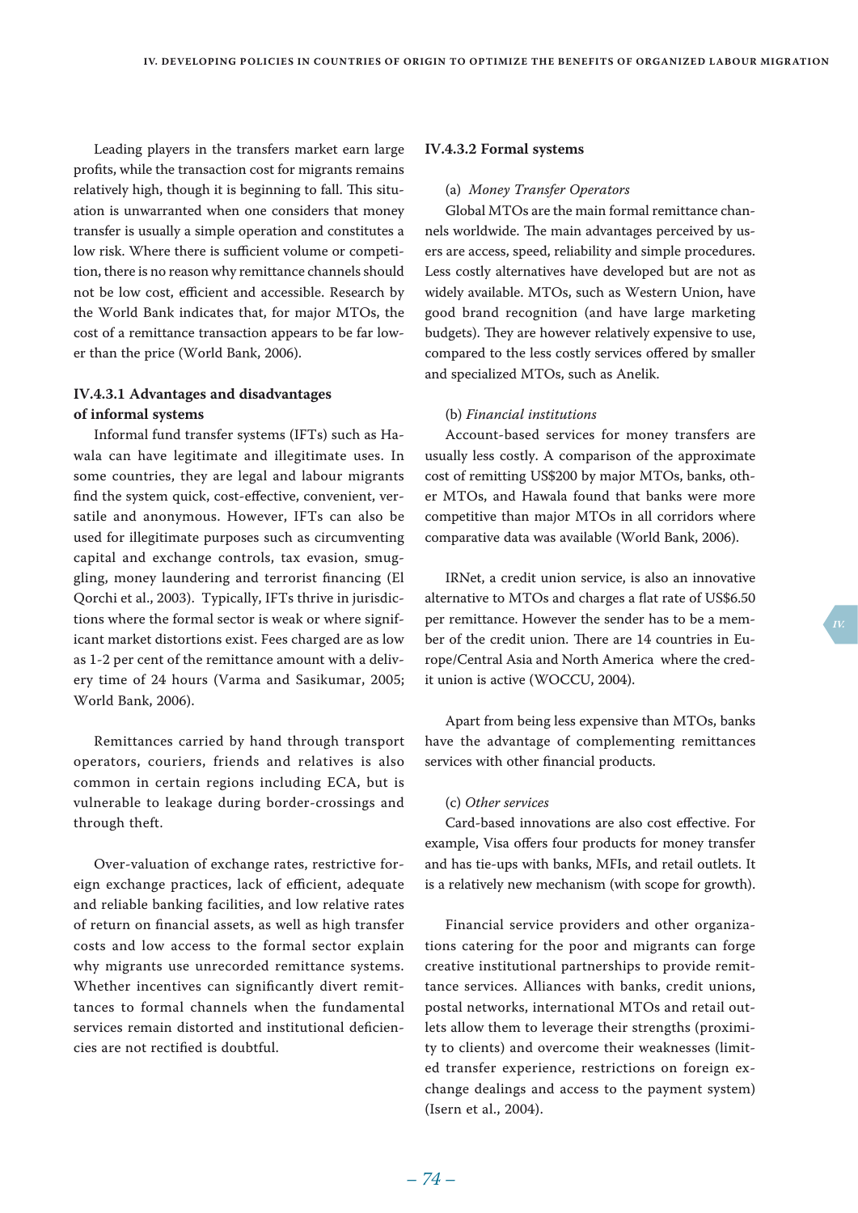Leading players in the transfers market earn large profits, while the transaction cost for migrants remains relatively high, though it is beginning to fall. This situation is unwarranted when one considers that money transfer is usually a simple operation and constitutes a low risk. Where there is sufficient volume or competition, there is no reason why remittance channels should not be low cost, efficient and accessible. Research by the World Bank indicates that, for major MTOs, the cost of a remittance transaction appears to be far lower than the price (World Bank, 2006).

### IV.4.3.1 Advantages and disadvantages of informal systems

Informal fund transfer systems (IFTs) such as Hawala can have legitimate and illegitimate uses. In some countries, they are legal and labour migrants find the system quick, cost-effective, convenient, versatile and anonymous. However, IFTs can also be used for illegitimate purposes such as circumventing capital and exchange controls, tax evasion, smuggling, money laundering and terrorist financing (El Qorchi et al., 2003). Typically, IFTs thrive in jurisdictions where the formal sector is weak or where significant market distortions exist. Fees charged are as low as 1-2 per cent of the remittance amount with a delivery time of 24 hours (Varma and Sasikumar, 2005; World Bank, 2006).

Remittances carried by hand through transport operators, couriers, friends and relatives is also common in certain regions including ECA, but is vulnerable to leakage during border-crossings and through theft.

Over-valuation of exchange rates, restrictive foreign exchange practices, lack of efficient, adequate and reliable banking facilities, and low relative rates of return on financial assets, as well as high transfer costs and low access to the formal sector explain why migrants use unrecorded remittance systems. Whether incentives can significantly divert remittances to formal channels when the fundamental services remain distorted and institutional deficiencies are not rectified is doubtful.

### IV.4.3.2 Formal systems

(a) *Money Transfer Operators*

Global MTOs are the main formal remittance channels worldwide. The main advantages perceived by users are access, speed, reliability and simple procedures. Less costly alternatives have developed but are not as widely available. MTOs, such as Western Union, have good brand recognition (and have large marketing budgets). They are however relatively expensive to use, compared to the less costly services offered by smaller and specialized MTOs, such as Anelik.

(b) *Financial institutions*

Account-based services for money transfers are usually less costly. A comparison of the approximate cost of remitting US$200 by major MTOs, banks, other MTOs, and Hawala found that banks were more competitive than major MTOs in all corridors where comparative data was available (World Bank, 2006).

IRNet, a credit union service, is also an innovative alternative to MTOs and charges a flat rate of US$6.50 per remittance. However the sender has to be a member of the credit union. There are 14 countries in Europe/Central Asia and North America where the credit union is active (WOCCU, 2004).

Apart from being less expensive than MTOs, banks have the advantage of complementing remittances services with other financial products.

(c) *Other services*

Card-based innovations are also cost effective. For example, Visa offers four products for money transfer and has tie-ups with banks, MFIs, and retail outlets. It is a relatively new mechanism (with scope for growth).

Financial service providers and other organizations catering for the poor and migrants can forge creative institutional partnerships to provide remittance services. Alliances with banks, credit unions, postal networks, international MTOs and retail outlets allow them to leverage their strengths (proximity to clients) and overcome their weaknesses (limited transfer experience, restrictions on foreign exchange dealings and access to the payment system) (Isern et al., 2004).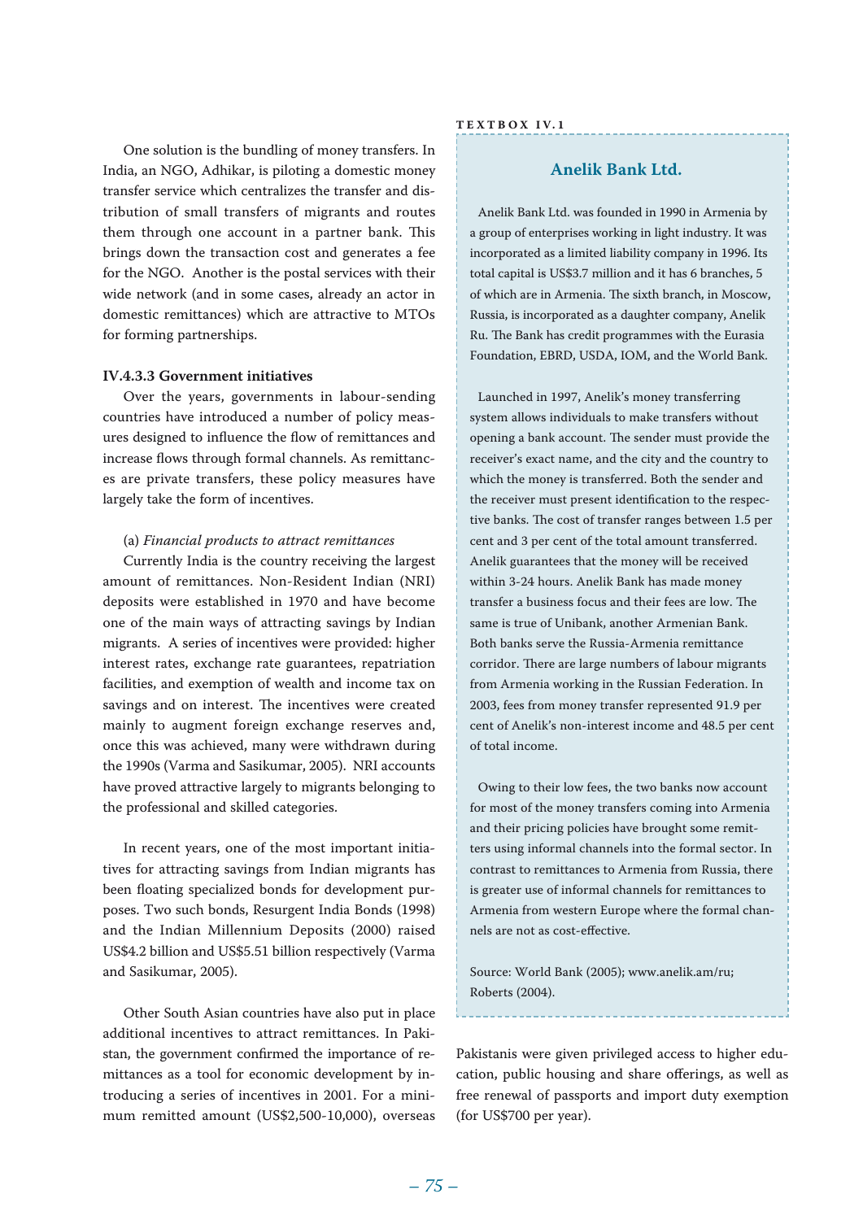One solution is the bundling of money transfers. In India, an NGO, Adhikar, is piloting a domestic money transfer service which centralizes the transfer and distribution of small transfers of migrants and routes them through one account in a partner bank. This brings down the transaction cost and generates a fee for the NGO. Another is the postal services with their wide network (and in some cases, already an actor in domestic remittances) which are attractive to MTOs for forming partnerships.

### IV.4.3.3 Government initiatives

Over the years, governments in labour-sending countries have introduced a number of policy measures designed to influence the flow of remittances and increase flows through formal channels. As remittances are private transfers, these policy measures have largely take the form of incentives.

(a) *Financial products to attract remittances*

Currently India is the country receiving the largest amount of remittances. Non-Resident Indian (NRI) deposits were established in 1970 and have become one of the main ways of attracting savings by Indian migrants. A series of incentives were provided: higher interest rates, exchange rate guarantees, repatriation facilities, and exemption of wealth and income tax on savings and on interest. The incentives were created mainly to augment foreign exchange reserves and, once this was achieved, many were withdrawn during the 1990s (Varma and Sasikumar, 2005). NRI accounts have proved attractive largely to migrants belonging to the professional and skilled categories.

In recent years, one of the most important initiatives for attracting savings from Indian migrants has been floating specialized bonds for development purposes. Two such bonds, Resurgent India Bonds (1998) and the Indian Millennium Deposits (2000) raised US$4.2 billion and US$5.51 billion respectively (Varma and Sasikumar, 2005).

Other South Asian countries have also put in place additional incentives to attract remittances. In Pakistan, the government confirmed the importance of remittances as a tool for economic development by introducing a series of incentives in 2001. For a minimum remitted amount (US$2,500-10,000), overseas Pakistanis were given privileged access to higher education, public housing and share offerings, as well as free renewal of passports and import duty exemption (for US$700 per year).

**TEXTBOX IV.1**

### Anelik Bank Ltd.

Anelik Bank Ltd. was founded in 1990 in Armenia by a group of enterprises working in light industry. It was incorporated as a limited liability company in 1996. Its total capital is US$3.7 million and it has 6 branches, 5 of which are in Armenia. The sixth branch, in Moscow, Russia, is incorporated as a daughter company, Anelik Ru. The Bank has credit programmes with the Eurasia Foundation, EBRD, USDA, IOM, and the World Bank.

Launched in 1997, Anelik's money transferring system allows individuals to make transfers without opening a bank account. The sender must provide the receiver's exact name, and the city and the country to which the money is transferred. Both the sender and the receiver must present identification to the respective banks. The cost of transfer ranges between 1.5 per cent and 3 per cent of the total amount transferred. Anelik guarantees that the money will be received within 3-24 hours. Anelik Bank has made money transfer a business focus and their fees are low. The same is true of Unibank, another Armenian Bank. Both banks serve the Russia-Armenia remittance corridor. There are large numbers of labour migrants from Armenia working in the Russian Federation. In 2003, fees from money transfer represented 91.9 per cent of Anelik's non-interest income and 48.5 per cent of total income.

Owing to their low fees, the two banks now account for most of the money transfers coming into Armenia and their pricing policies have brought some remitters using informal channels into the formal sector. In contrast to remittances to Armenia from Russia, there is greater use of informal channels for remittances to Armenia from western Europe where the formal channels are not as cost-effective.

Source: World Bank (2005); www.anelik.am/ru; Roberts (2004).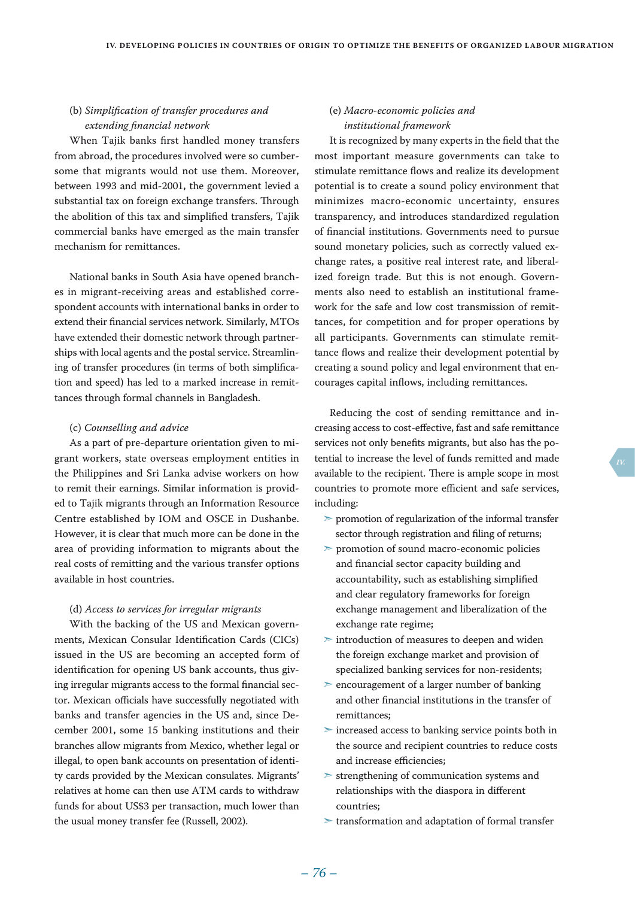#### (b) *Simplification of transfer procedures and extending financial network*

When Tajik banks first handled money transfers from abroad, the procedures involved were so cumbersome that migrants would not use them. Moreover, between 1993 and mid-2001, the government levied a substantial tax on foreign exchange transfers. Through the abolition of this tax and simplified transfers, Tajik commercial banks have emerged as the main transfer mechanism for remittances.

National banks in South Asia have opened branches in migrant-receiving areas and established correspondent accounts with international banks in order to extend their financial services network. Similarly, MTOs have extended their domestic network through partnerships with local agents and the postal service. Streamlining of transfer procedures (in terms of both simplification and speed) has led to a marked increase in remittances through formal channels in Bangladesh.

#### (c) *Counselling and advice*

As a part of pre-departure orientation given to migrant workers, state overseas employment entities in the Philippines and Sri Lanka advise workers on how to remit their earnings. Similar information is provided to Tajik migrants through an Information Resource Centre established by IOM and OSCE in Dushanbe. However, it is clear that much more can be done in the area of providing information to migrants about the real costs of remitting and the various transfer options available in host countries.

#### (d) *Access to services for irregular migrants*

With the backing of the US and Mexican governments, Mexican Consular Identification Cards (CICs) issued in the US are becoming an accepted form of identification for opening US bank accounts, thus giving irregular migrants access to the formal financial sector. Mexican officials have successfully negotiated with banks and transfer agencies in the US and, since December 2001, some 15 banking institutions and their branches allow migrants from Mexico, whether legal or illegal, to open bank accounts on presentation of identity cards provided by the Mexican consulates. Migrants' relatives at home can then use ATM cards to withdraw funds for about US$3 per transaction, much lower than the usual money transfer fee (Russell, 2002).

#### (e) *Macro-economic policies and institutional framework*

It is recognized by many experts in the field that the most important measure governments can take to stimulate remittance flows and realize its development potential is to create a sound policy environment that minimizes macro-economic uncertainty, ensures transparency, and introduces standardized regulation of financial institutions. Governments need to pursue sound monetary policies, such as correctly valued exchange rates, a positive real interest rate, and liberalized foreign trade. But this is not enough. Governments also need to establish an institutional framework for the safe and low cost transmission of remittances, for competition and for proper operations by all participants. Governments can stimulate remittance flows and realize their development potential by creating a sound policy and legal environment that encourages capital inflows, including remittances.

Reducing the cost of sending remittance and increasing access to cost-effective, fast and safe remittance services not only benefits migrants, but also has the potential to increase the level of funds remitted and made available to the recipient. There is ample scope in most countries to promote more efficient and safe services, including:

- promotion of regularization of the informal transfer sector through registration and filing of returns;
- promotion of sound macro-economic policies and financial sector capacity building and accountability, such as establishing simplified and clear regulatory frameworks for foreign exchange management and liberalization of the exchange rate regime;
- introduction of measures to deepen and widen the foreign exchange market and provision of specialized banking services for non-residents;
- encouragement of a larger number of banking and other financial institutions in the transfer of remittances;
- increased access to banking service points both in the source and recipient countries to reduce costs and increase efficiencies;
- strengthening of communication systems and relationships with the diaspora in different countries;
- transformation and adaptation of formal transfer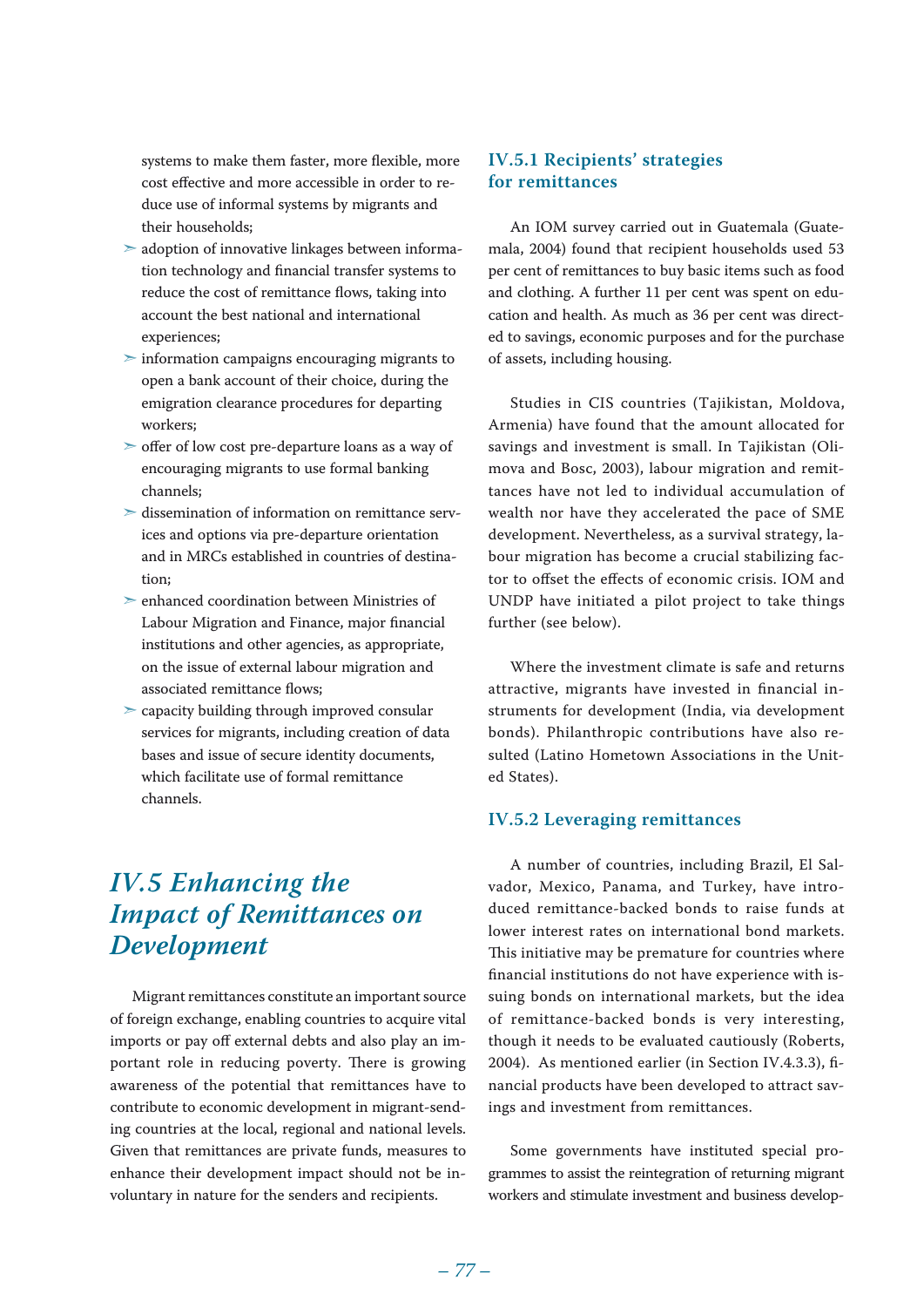systems to make them faster, more flexible, more cost effective and more accessible in order to reduce use of informal systems by migrants and their households;

- adoption of innovative linkages between information technology and financial transfer systems to reduce the cost of remittance flows, taking into account the best national and international experiences;
- information campaigns encouraging migrants to open a bank account of their choice, during the emigration clearance procedures for departing workers;
- offer of low cost pre-departure loans as a way of encouraging migrants to use formal banking channels;
- dissemination of information on remittance services and options via pre-departure orientation and in MRCs established in countries of destination;
- enhanced coordination between Ministries of Labour Migration and Finance, major financial institutions and other agencies, as appropriate, on the issue of external labour migration and associated remittance flows;
- capacity building through improved consular services for migrants, including creation of data bases and issue of secure identity documents, which facilitate use of formal remittance channels.

## *IV.5 Enhancing the Impact of Remittances on Development*

Migrant remittances constitute an important source of foreign exchange, enabling countries to acquire vital imports or pay off external debts and also play an important role in reducing poverty. There is growing awareness of the potential that remittances have to contribute to economic development in migrant-sending countries at the local, regional and national levels. Given that remittances are private funds, measures to enhance their development impact should not be involuntary in nature for the senders and recipients.

### IV.5.1 Recipients' strategies for remittances

An IOM survey carried out in Guatemala (Guatemala, 2004) found that recipient households used 53 per cent of remittances to buy basic items such as food and clothing. A further 11 per cent was spent on education and health. As much as 36 per cent was directed to savings, economic purposes and for the purchase of assets, including housing.

Studies in CIS countries (Tajikistan, Moldova, Armenia) have found that the amount allocated for savings and investment is small. In Tajikistan (Olimova and Bosc, 2003), labour migration and remittances have not led to individual accumulation of wealth nor have they accelerated the pace of SME development. Nevertheless, as a survival strategy, labour migration has become a crucial stabilizing factor to offset the effects of economic crisis. IOM and UNDP have initiated a pilot project to take things further (see below).

Where the investment climate is safe and returns attractive, migrants have invested in financial instruments for development (India, via development bonds). Philanthropic contributions have also resulted (Latino Hometown Associations in the United States).

### IV.5.2 Leveraging remittances

A number of countries, including Brazil, El Salvador, Mexico, Panama, and Turkey, have introduced remittance-backed bonds to raise funds at lower interest rates on international bond markets. This initiative may be premature for countries where financial institutions do not have experience with issuing bonds on international markets, but the idea of remittance-backed bonds is very interesting, though it needs to be evaluated cautiously (Roberts, 2004). As mentioned earlier (in Section IV.4.3.3), financial products have been developed to attract savings and investment from remittances.

Some governments have instituted special programmes to assist the reintegration of returning migrant workers and stimulate investment and business develop-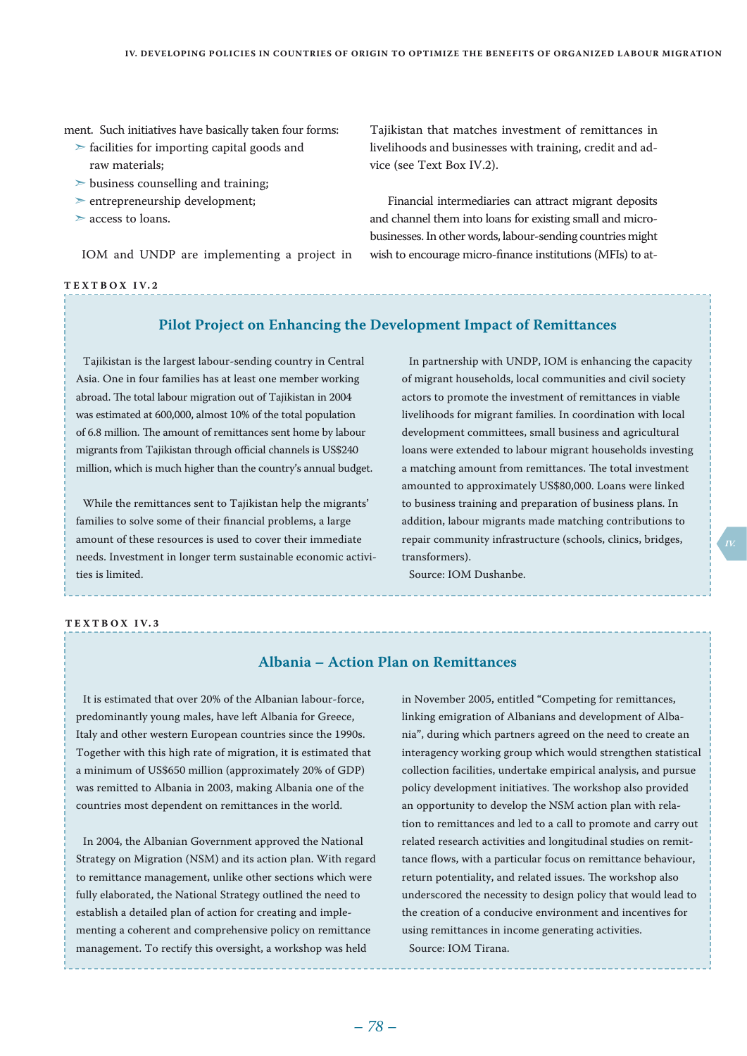ment. Such initiatives have basically taken four forms:

- facilities for importing capital goods and raw materials;
- business counselling and training;
- entrepreneurship development;
- access to loans.

IOM and UNDP are implementing a project in Tajikistan that matches investment of remittances in livelihoods and businesses with training, credit and advice (see Text Box IV.2).

Financial intermediaries can attract migrant deposits and channel them into loans for existing small and micro-businesses. In other words, labour-sending countries might wish to encourage micro-finance institutions (MFIs) to at-

**TEXTBOX IV.2**

### Pilot Project on Enhancing the Development Impact of Remittances

Tajikistan is the largest labour-sending country in Central Asia. One in four families has at least one member working abroad. The total labour migration out of Tajikistan in 2004 was estimated at 600,000, almost 10% of the total population of 6.8 million. The amount of remittances sent home by labour migrants from Tajikistan through official channels is US$240 million, which is much higher than the country's annual budget.

While the remittances sent to Tajikistan help the migrants' families to solve some of their financial problems, a large amount of these resources is used to cover their immediate needs. Investment in longer term sustainable economic activities is limited.

In partnership with UNDP, IOM is enhancing the capacity of migrant households, local communities and civil society actors to promote the investment of remittances in viable livelihoods for migrant families. In coordination with local development committees, small business and agricultural loans were extended to labour migrant households investing a matching amount from remittances. The total investment amounted to approximately US$80,000. Loans were linked to business training and preparation of business plans. In addition, labour migrants made matching contributions to repair community infrastructure (schools, clinics, bridges, transformers).

Source: IOM Dushanbe.

**TEXTBOX IV.3**

### Albania – Action Plan on Remittances

It is estimated that over 20% of the Albanian labour-force, predominantly young males, have left Albania for Greece, Italy and other western European countries since the 1990s. Together with this high rate of migration, it is estimated that a minimum of US$650 million (approximately 20% of GDP) was remitted to Albania in 2003, making Albania one of the countries most dependent on remittances in the world.

In 2004, the Albanian Government approved the National Strategy on Migration (NSM) and its action plan. With regard to remittance management, unlike other sections which were fully elaborated, the National Strategy outlined the need to establish a detailed plan of action for creating and implementing a coherent and comprehensive policy on remittance management. To rectify this oversight, a workshop was held in November 2005, entitled "Competing for remittances, linking emigration of Albanians and development of Albania", during which partners agreed on the need to create an interagency working group which would strengthen statistical collection facilities, undertake empirical analysis, and pursue policy development initiatives. The workshop also provided an opportunity to develop the NSM action plan with relation to remittances and led to a call to promote and carry out related research activities and longitudinal studies on remittance flows, with a particular focus on remittance behaviour, return potentiality, and related issues. The workshop also underscored the necessity to design policy that would lead to the creation of a conducive environment and incentives for using remittances in income generating activities.

Source: IOM Tirana.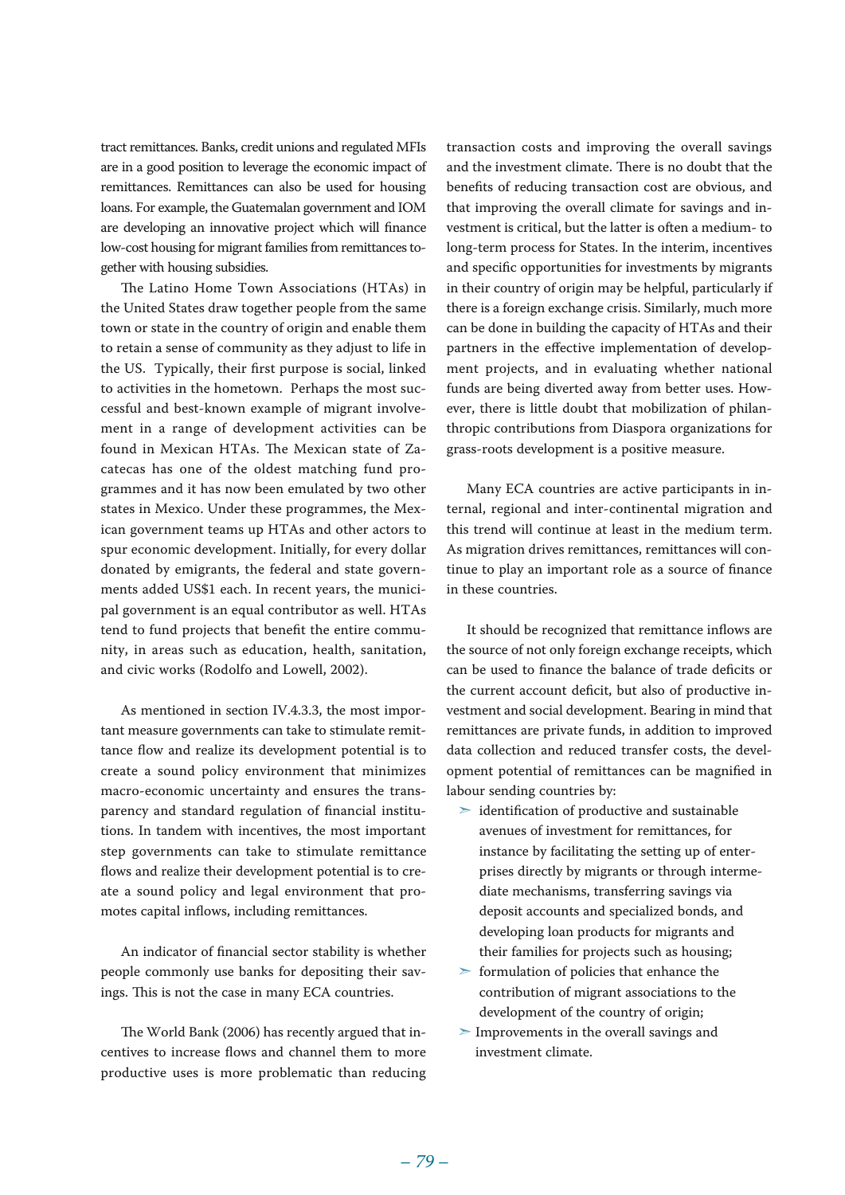tract remittances. Banks, credit unions and regulated MFIs are in a good position to leverage the economic impact of remittances. Remittances can also be used for housing loans. For example, the Guatemalan government and IOM are developing an innovative project which will finance low-cost housing for migrant families from remittances together with housing subsidies.

The Latino Home Town Associations (HTAs) in the United States draw together people from the same town or state in the country of origin and enable them to retain a sense of community as they adjust to life in the US. Typically, their first purpose is social, linked to activities in the hometown. Perhaps the most successful and best-known example of migrant involvement in a range of development activities can be found in Mexican HTAs. The Mexican state of Zacatecas has one of the oldest matching fund programmes and it has now been emulated by two other states in Mexico. Under these programmes, the Mexican government teams up HTAs and other actors to spur economic development. Initially, for every dollar donated by emigrants, the federal and state governments added US$1 each. In recent years, the municipal government is an equal contributor as well. HTAs tend to fund projects that benefit the entire community, in areas such as education, health, sanitation, and civic works (Rodolfo and Lowell, 2002).

As mentioned in section IV.4.3.3, the most important measure governments can take to stimulate remittance flow and realize its development potential is to create a sound policy environment that minimizes macro-economic uncertainty and ensures the transparency and standard regulation of financial institutions. In tandem with incentives, the most important step governments can take to stimulate remittance flows and realize their development potential is to create a sound policy and legal environment that promotes capital inflows, including remittances.

An indicator of financial sector stability is whether people commonly use banks for depositing their savings. This is not the case in many ECA countries.

The World Bank (2006) has recently argued that incentives to increase flows and channel them to more productive uses is more problematic than reducing transaction costs and improving the overall savings and the investment climate. There is no doubt that the benefits of reducing transaction cost are obvious, and that improving the overall climate for savings and investment is critical, but the latter is often a medium- to long-term process for States. In the interim, incentives and specific opportunities for investments by migrants in their country of origin may be helpful, particularly if there is a foreign exchange crisis. Similarly, much more can be done in building the capacity of HTAs and their partners in the effective implementation of development projects, and in evaluating whether national funds are being diverted away from better uses. However, there is little doubt that mobilization of philanthropic contributions from Diaspora organizations for grass-roots development is a positive measure.

Many ECA countries are active participants in internal, regional and inter-continental migration and this trend will continue at least in the medium term. As migration drives remittances, remittances will continue to play an important role as a source of finance in these countries.

It should be recognized that remittance inflows are the source of not only foreign exchange receipts, which can be used to finance the balance of trade deficits or the current account deficit, but also of productive investment and social development. Bearing in mind that remittances are private funds, in addition to improved data collection and reduced transfer costs, the development potential of remittances can be magnified in labour sending countries by:

- identification of productive and sustainable avenues of investment for remittances, for instance by facilitating the setting up of enterprises directly by migrants or through intermediate mechanisms, transferring savings via deposit accounts and specialized bonds, and developing loan products for migrants and their families for projects such as housing;
- formulation of policies that enhance the contribution of migrant associations to the development of the country of origin;
- Improvements in the overall savings and investment climate.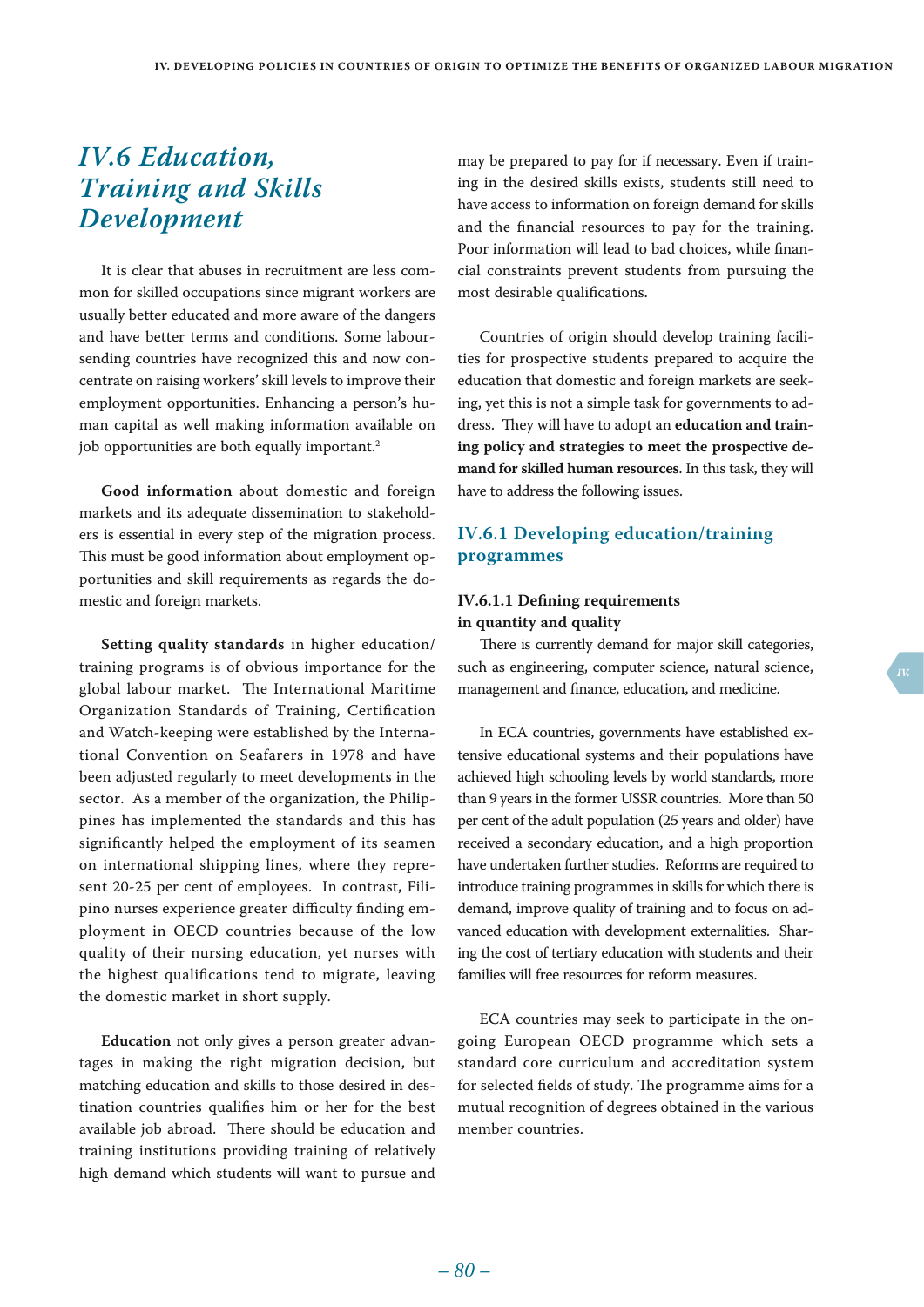## IV.6 Education, Training and Skills Development

It is clear that abuses in recruitment are less common for skilled occupations since migrant workers are usually better educated and more aware of the dangers and have better terms and conditions. Some labour-sending countries have recognized this and now concentrate on raising workers' skill levels to improve their employment opportunities. Enhancing a person's human capital as well making information available on job opportunities are both equally important.[2]

**Good information** about domestic and foreign markets and its adequate dissemination to stakeholders is essential in every step of the migration process. This must be good information about employment opportunities and skill requirements as regards the domestic and foreign markets.

**Setting quality standards** in higher education/training programs is of obvious importance for the global labour market. The International Maritime Organization Standards of Training, Certification and Watch-keeping were established by the International Convention on Seafarers in 1978 and have been adjusted regularly to meet developments in the sector. As a member of the organization, the Philippines has implemented the standards and this has significantly helped the employment of its seamen on international shipping lines, where they represent 20-25 per cent of employees. In contrast, Filipino nurses experience greater difficulty finding employment in OECD countries because of the low quality of their nursing education, yet nurses with the highest qualifications tend to migrate, leaving the domestic market in short supply.

**Education** not only gives a person greater advantages in making the right migration decision, but matching education and skills to those desired in destination countries qualifies him or her for the best available job abroad. There should be education and training institutions providing training of relatively high demand which students will want to pursue and may be prepared to pay for if necessary. Even if training in the desired skills exists, students still need to have access to information on foreign demand for skills and the financial resources to pay for the training. Poor information will lead to bad choices, while financial constraints prevent students from pursuing the most desirable qualifications.

Countries of origin should develop training facilities for prospective students prepared to acquire the education that domestic and foreign markets are seeking, yet this is not a simple task for governments to address. They will have to adopt an **education and training policy and strategies to meet the prospective demand for skilled human resources**. In this task, they will have to address the following issues.

### IV.6.1 Developing education/training programmes

#### IV.6.1.1 Defining requirements in quantity and quality

There is currently demand for major skill categories, such as engineering, computer science, natural science, management and finance, education, and medicine.

In ECA countries, governments have established extensive educational systems and their populations have achieved high schooling levels by world standards, more than 9 years in the former USSR countries. More than 50 per cent of the adult population (25 years and older) have received a secondary education, and a high proportion have undertaken further studies. Reforms are required to introduce training programmes in skills for which there is demand, improve quality of training and to focus on advanced education with development externalities. Sharing the cost of tertiary education with students and their families will free resources for reform measures.

ECA countries may seek to participate in the ongoing European OECD programme which sets a standard core curriculum and accreditation system for selected fields of study. The programme aims for a mutual recognition of degrees obtained in the various member countries.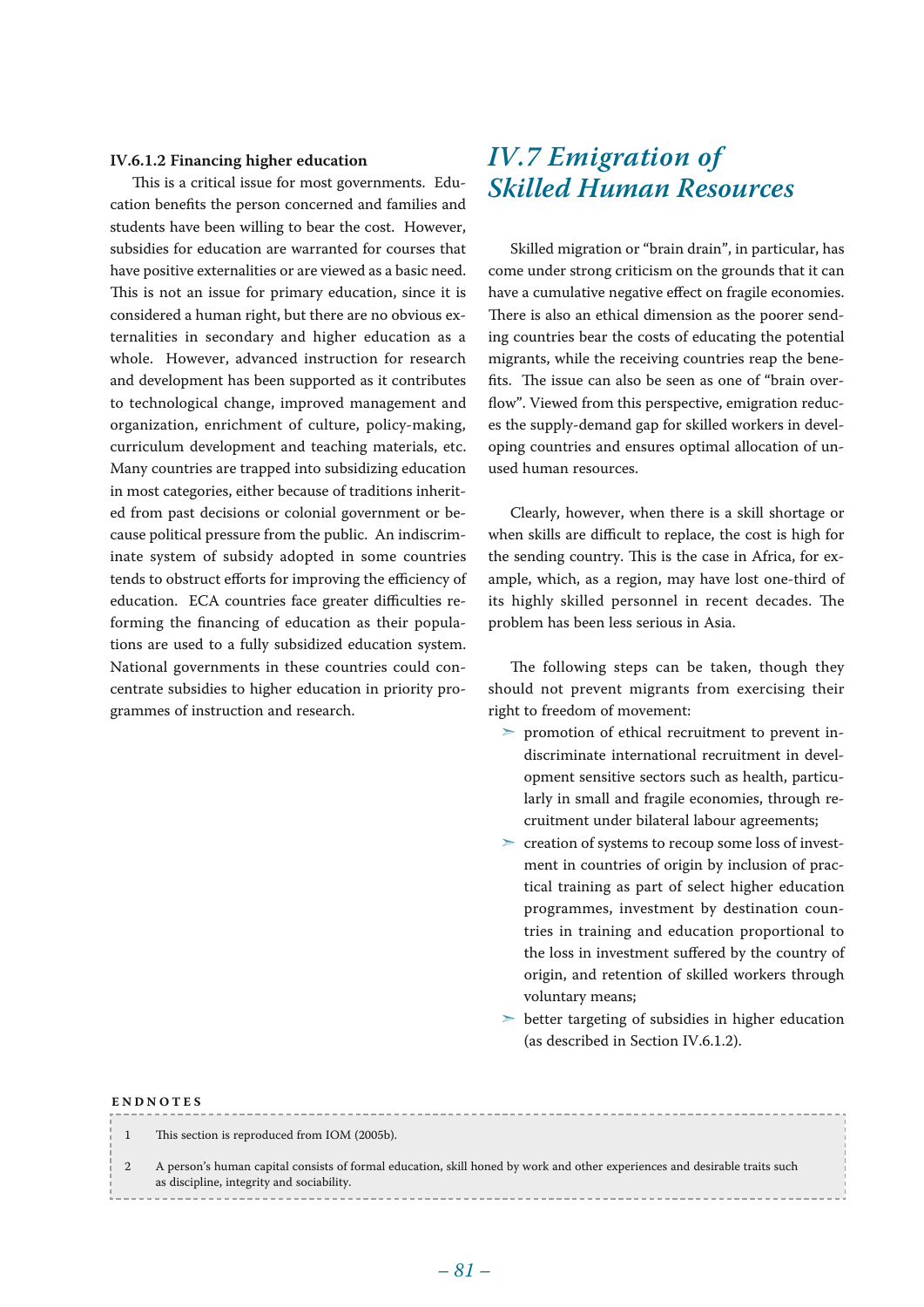#### IV.6.1.2 Financing higher education

This is a critical issue for most governments. Education benefits the person concerned and families and students have been willing to bear the cost. However, subsidies for education are warranted for courses that have positive externalities or are viewed as a basic need. This is not an issue for primary education, since it is considered a human right, but there are no obvious externalities in secondary and higher education as a whole. However, advanced instruction for research and development has been supported as it contributes to technological change, improved management and organization, enrichment of culture, policy-making, curriculum development and teaching materials, etc. Many countries are trapped into subsidizing education in most categories, either because of traditions inherited from past decisions or colonial government or because political pressure from the public. An indiscriminate system of subsidy adopted in some countries tends to obstruct efforts for improving the efficiency of education. ECA countries face greater difficulties reforming the financing of education as their populations are used to a fully subsidized education system. National governments in these countries could concentrate subsidies to higher education in priority programmes of instruction and research.

## *IV.7 Emigration of Skilled Human Resources*

Skilled migration or "brain drain", in particular, has come under strong criticism on the grounds that it can have a cumulative negative effect on fragile economies. There is also an ethical dimension as the poorer sending countries bear the costs of educating the potential migrants, while the receiving countries reap the benefits. The issue can also be seen as one of "brain overflow". Viewed from this perspective, emigration reduces the supply-demand gap for skilled workers in developing countries and ensures optimal allocation of unused human resources.

Clearly, however, when there is a skill shortage or when skills are difficult to replace, the cost is high for the sending country. This is the case in Africa, for example, which, as a region, may have lost one-third of its highly skilled personnel in recent decades. The problem has been less serious in Asia.

The following steps can be taken, though they should not prevent migrants from exercising their right to freedom of movement:

- promotion of ethical recruitment to prevent indiscriminate international recruitment in development sensitive sectors such as health, particularly in small and fragile economies, through recruitment under bilateral labour agreements;
- creation of systems to recoup some loss of investment in countries of origin by inclusion of practical training as part of select higher education programmes, investment by destination countries in training and education proportional to the loss in investment suffered by the country of origin, and retention of skilled workers through voluntary means;
- better targeting of subsidies in higher education (as described in Section IV.6.1.2).

**ENDNOTES**

1 This section is reproduced from IOM (2005b).

2 A person's human capital consists of formal education, skill honed by work and other experiences and desirable traits such as discipline, integrity and sociability.